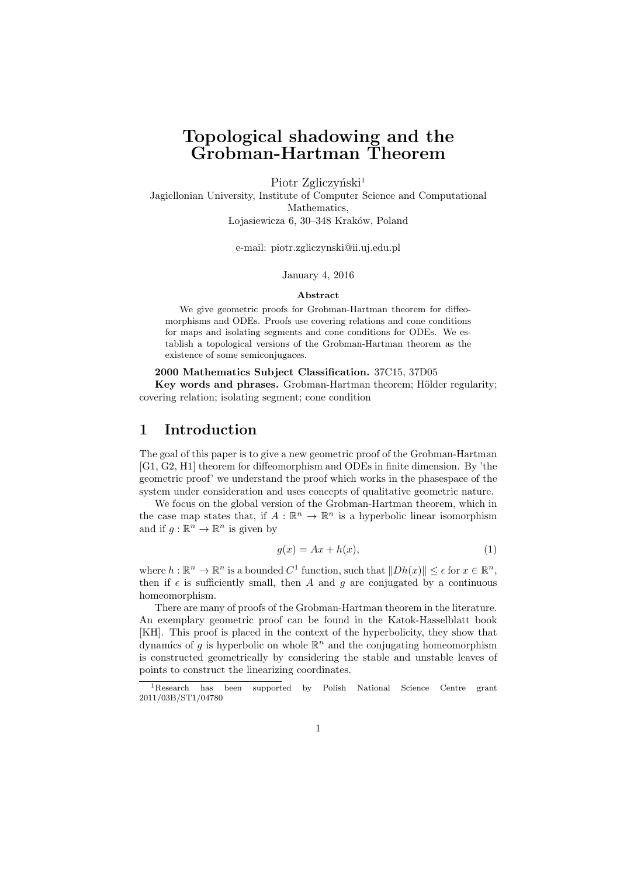# Topological shadowing and the Grobman-Hartman Theorem

Piotr Zgliczyński[1]
Jagiellonian University, Institute of Computer Science and Computational Mathematics,
Łojasiewicza 6, 30–348 Kraków, Poland

e-mail: piotr.zgliczynski@ii.uj.edu.pl

January 4, 2016

**Abstract**

We give geometric proofs for Grobman-Hartman theorem for diffeomorphisms and ODEs. Proofs use covering relations and cone conditions for maps and isolating segments and cone conditions for ODEs. We establish a topological versions of the Grobman-Hartman theorem as the existence of some semiconjugaces.

**2000 Mathematics Subject Classification.** 37C15, 37D05

**Key words and phrases.** Grobman-Hartman theorem; Hölder regularity; covering relation; isolating segment; cone condition

## 1 Introduction

The goal of this paper is to give a new geometric proof of the Grobman-Hartman [G1, G2, H1] theorem for diffeomorphism and ODEs in finite dimension. By 'the geometric proof' we understand the proof which works in the phasespace of the system under consideration and uses concepts of qualitative geometric nature.

We focus on the global version of the Grobman-Hartman theorem, which in the case map states that, if $A : \mathbb{R}^n \to \mathbb{R}^n$ is a hyperbolic linear isomorphism and if $g : \mathbb{R}^n \to \mathbb{R}^n$ is given by

$$g(x) = Ax + h(x), \tag{1}$$

where $h : \mathbb{R}^n \to \mathbb{R}^n$ is a bounded $C^1$ function, such that $\|Dh(x)\| \leq \epsilon$ for $x \in \mathbb{R}^n$, then if $\epsilon$ is sufficiently small, then $A$ and $g$ are conjugated by a continuous homeomorphism.

There are many of proofs of the Grobman-Hartman theorem in the literature. An exemplary geometric proof can be found in the Katok-Hasselblatt book [KH]. This proof is placed in the context of the hyperbolicity, they show that dynamics of $g$ is hyperbolic on whole $\mathbb{R}^n$ and the conjugating homeomorphism is constructed geometrically by considering the stable and unstable leaves of points to construct the linearizing coordinates.

[1] Research has been supported by Polish National Science Centre grant 2011/03B/ST1/04780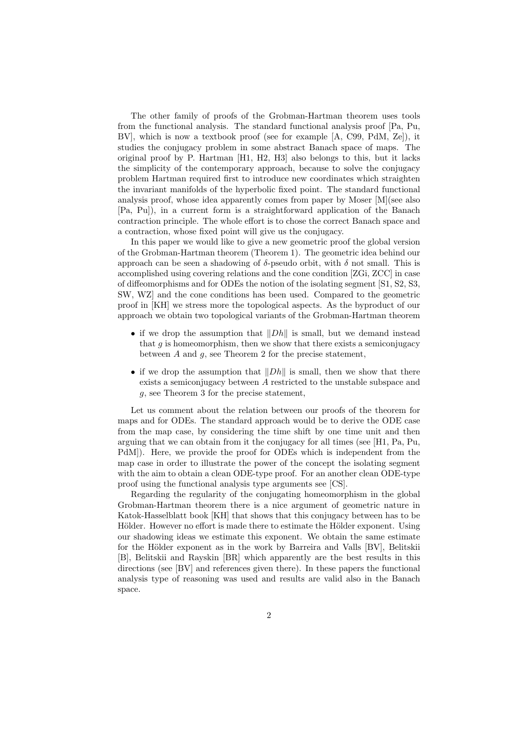The other family of proofs of the Grobman-Hartman theorem uses tools from the functional analysis. The standard functional analysis proof [Pa, Pu, BV], which is now a textbook proof (see for example [A, C99, PdM, Ze]), it studies the conjugacy problem in some abstract Banach space of maps. The original proof by P. Hartman [H1, H2, H3] also belongs to this, but it lacks the simplicity of the contemporary approach, because to solve the conjugacy problem Hartman required first to introduce new coordinates which straighten the invariant manifolds of the hyperbolic fixed point. The standard functional analysis proof, whose idea apparently comes from paper by Moser [M](see also [Pa, Pu]), in a current form is a straightforward application of the Banach contraction principle. The whole effort is to chose the correct Banach space and a contraction, whose fixed point will give us the conjugacy.

In this paper we would like to give a new geometric proof the global version of the Grobman-Hartman theorem (Theorem 1). The geometric idea behind our approach can be seen a shadowing of $\delta$-pseudo orbit, with $\delta$ not small. This is accomplished using covering relations and the cone condition [ZGi, ZCC] in case of diffeomorphisms and for ODEs the notion of the isolating segment [S1, S2, S3, SW, WZ] and the cone conditions has been used. Compared to the geometric proof in [KH] we stress more the topological aspects. As the byproduct of our approach we obtain two topological variants of the Grobman-Hartman theorem

- if we drop the assumption that $\|Dh\|$ is small, but we demand instead that $g$ is homeomorphism, then we show that there exists a semiconjugacy between $A$ and $g$, see Theorem 2 for the precise statement,
- if we drop the assumption that $\|Dh\|$ is small, then we show that there exists a semiconjugacy between $A$ restricted to the unstable subspace and $g$, see Theorem 3 for the precise statement,

Let us comment about the relation between our proofs of the theorem for maps and for ODEs. The standard approach would be to derive the ODE case from the map case, by considering the time shift by one time unit and then arguing that we can obtain from it the conjugacy for all times (see [H1, Pa, Pu, PdM]). Here, we provide the proof for ODEs which is independent from the map case in order to illustrate the power of the concept the isolating segment with the aim to obtain a clean ODE-type proof. For an another clean ODE-type proof using the functional analysis type arguments see [CS].

Regarding the regularity of the conjugating homeomorphism in the global Grobman-Hartman theorem there is a nice argument of geometric nature in Katok-Hasselblatt book [KH] that shows that this conjugacy between has to be Hölder. However no effort is made there to estimate the Hölder exponent. Using our shadowing ideas we estimate this exponent. We obtain the same estimate for the Hölder exponent as in the work by Barreira and Valls [BV], Belitskii [B], Belitskii and Rayskin [BR] which apparently are the best results in this directions (see [BV] and references given there). In these papers the functional analysis type of reasoning was used and results are valid also in the Banach space.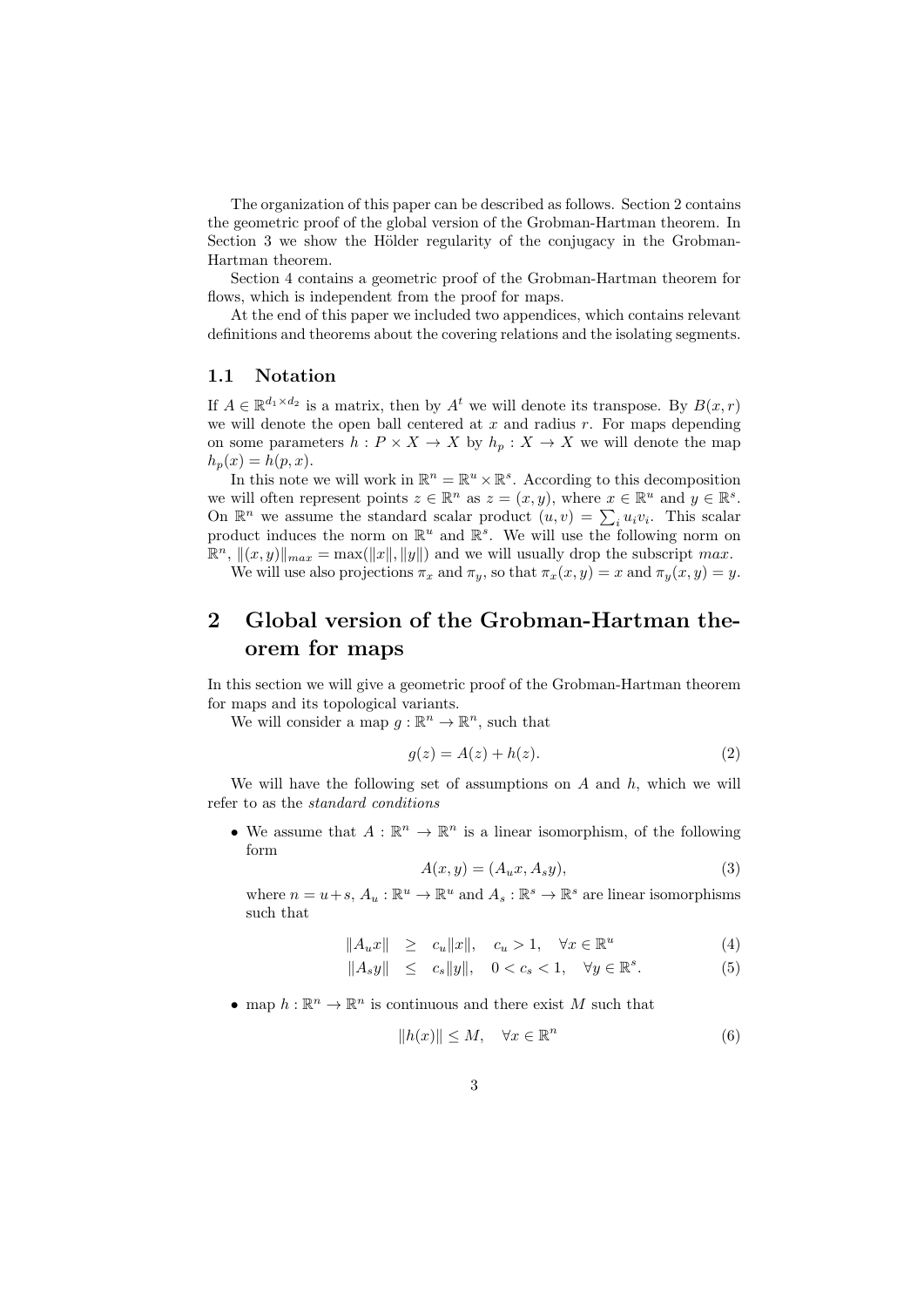The organization of this paper can be described as follows. Section 2 contains the geometric proof of the global version of the Grobman-Hartman theorem. In Section 3 we show the Hölder regularity of the conjugacy in the Grobman-Hartman theorem.

Section 4 contains a geometric proof of the Grobman-Hartman theorem for flows, which is independent from the proof for maps.

At the end of this paper we included two appendices, which contains relevant definitions and theorems about the covering relations and the isolating segments.

### 1.1 Notation

If $A \in \mathbb{R}^{d_1 \times d_2}$ is a matrix, then by $A^t$ we will denote its transpose. By $B(x,r)$ we will denote the open ball centered at $x$ and radius $r$. For maps depending on some parameters $h : P \times X \to X$ by $h_p : X \to X$ we will denote the map $h_p(x) = h(p,x)$.

In this note we will work in $\mathbb{R}^n = \mathbb{R}^u \times \mathbb{R}^s$. According to this decomposition we will often represent points $z \in \mathbb{R}^n$ as $z = (x,y)$, where $x \in \mathbb{R}^u$ and $y \in \mathbb{R}^s$. On $\mathbb{R}^n$ we assume the standard scalar product $(u,v) = \sum_i u_i v_i$. This scalar product induces the norm on $\mathbb{R}^u$ and $\mathbb{R}^s$. We will use the following norm on $\mathbb{R}^n$, $\|(x,y)\|_{max} = \max(\|x\|, \|y\|)$ and we will usually drop the subscript $max$.

We will use also projections $\pi_x$ and $\pi_y$, so that $\pi_x(x,y) = x$ and $\pi_y(x,y) = y$.

## 2 Global version of the Grobman-Hartman theorem for maps

In this section we will give a geometric proof of the Grobman-Hartman theorem for maps and its topological variants.

We will consider a map $g : \mathbb{R}^n \to \mathbb{R}^n$, such that

$$g(z) = A(z) + h(z). \tag{2}$$

We will have the following set of assumptions on $A$ and $h$, which we will refer to as the *standard conditions*

- We assume that $A : \mathbb{R}^n \to \mathbb{R}^n$ is a linear isomorphism, of the following form
$$A(x,y) = (A_u x, A_s y), \tag{3}$$
where $n = u + s$, $A_u : \mathbb{R}^u \to \mathbb{R}^u$ and $A_s : \mathbb{R}^s \to \mathbb{R}^s$ are linear isomorphisms such that
$$\|A_u x\| \geq c_u \|x\|, \quad c_u > 1, \quad \forall x \in \mathbb{R}^u \tag{4}$$
$$\|A_s y\| \leq c_s \|y\|, \quad 0 < c_s < 1, \quad \forall y \in \mathbb{R}^s. \tag{5}$$

- map $h : \mathbb{R}^n \to \mathbb{R}^n$ is continuous and there exist $M$ such that
$$\|h(x)\| \leq M, \quad \forall x \in \mathbb{R}^n \tag{6}$$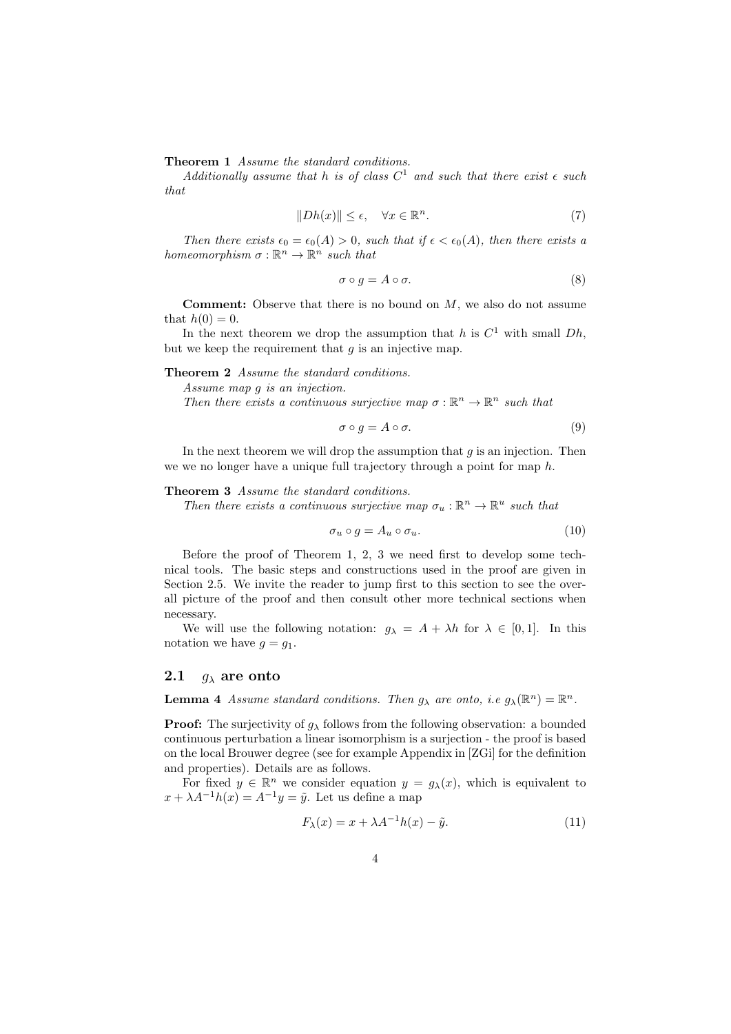**Theorem 1** *Assume the standard conditions.*

*Additionally assume that $h$ is of class $C^1$ and such that there exist $\epsilon$ such that*

$$\|Dh(x)\| \leq \epsilon, \quad \forall x \in \mathbb{R}^n. \tag{7}$$

*Then there exists $\epsilon_0 = \epsilon_0(A) > 0$, such that if $\epsilon < \epsilon_0(A)$, then there exists a homeomorphism $\sigma : \mathbb{R}^n \to \mathbb{R}^n$ such that*

$$\sigma \circ g = A \circ \sigma. \tag{8}$$

**Comment:** Observe that there is no bound on $M$, we also do not assume that $h(0) = 0$.

In the next theorem we drop the assumption that $h$ is $C^1$ with small $Dh$, but we keep the requirement that $g$ is an injective map.

**Theorem 2** *Assume the standard conditions.*

*Assume map $g$ is an injection.*

*Then there exists a continuous surjective map $\sigma : \mathbb{R}^n \to \mathbb{R}^n$ such that*

$$\sigma \circ g = A \circ \sigma. \tag{9}$$

In the next theorem we will drop the assumption that $g$ is an injection. Then we we no longer have a unique full trajectory through a point for map $h$.

**Theorem 3** *Assume the standard conditions.*

*Then there exists a continuous surjective map $\sigma_u : \mathbb{R}^n \to \mathbb{R}^u$ such that*

$$\sigma_u \circ g = A_u \circ \sigma_u. \tag{10}$$

Before the proof of Theorem 1, 2, 3 we need first to develop some technical tools. The basic steps and constructions used in the proof are given in Section 2.5. We invite the reader to jump first to this section to see the overall picture of the proof and then consult other more technical sections when necessary.

We will use the following notation: $g_\lambda = A + \lambda h$ for $\lambda \in [0, 1]$. In this notation we have $g = g_1$.

## 2.1 $g_\lambda$ are onto

**Lemma 4** *Assume standard conditions. Then $g_\lambda$ are onto, i.e $g_\lambda(\mathbb{R}^n) = \mathbb{R}^n$.*

**Proof:** The surjectivity of $g_\lambda$ follows from the following observation: a bounded continuous perturbation a linear isomorphism is a surjection - the proof is based on the local Brouwer degree (see for example Appendix in [ZGi] for the definition and properties). Details are as follows.

For fixed $y \in \mathbb{R}^n$ we consider equation $y = g_\lambda(x)$, which is equivalent to $x + \lambda A^{-1} h(x) = A^{-1} y = \tilde{y}$. Let us define a map

$$F_\lambda(x) = x + \lambda A^{-1} h(x) - \tilde{y}. \tag{11}$$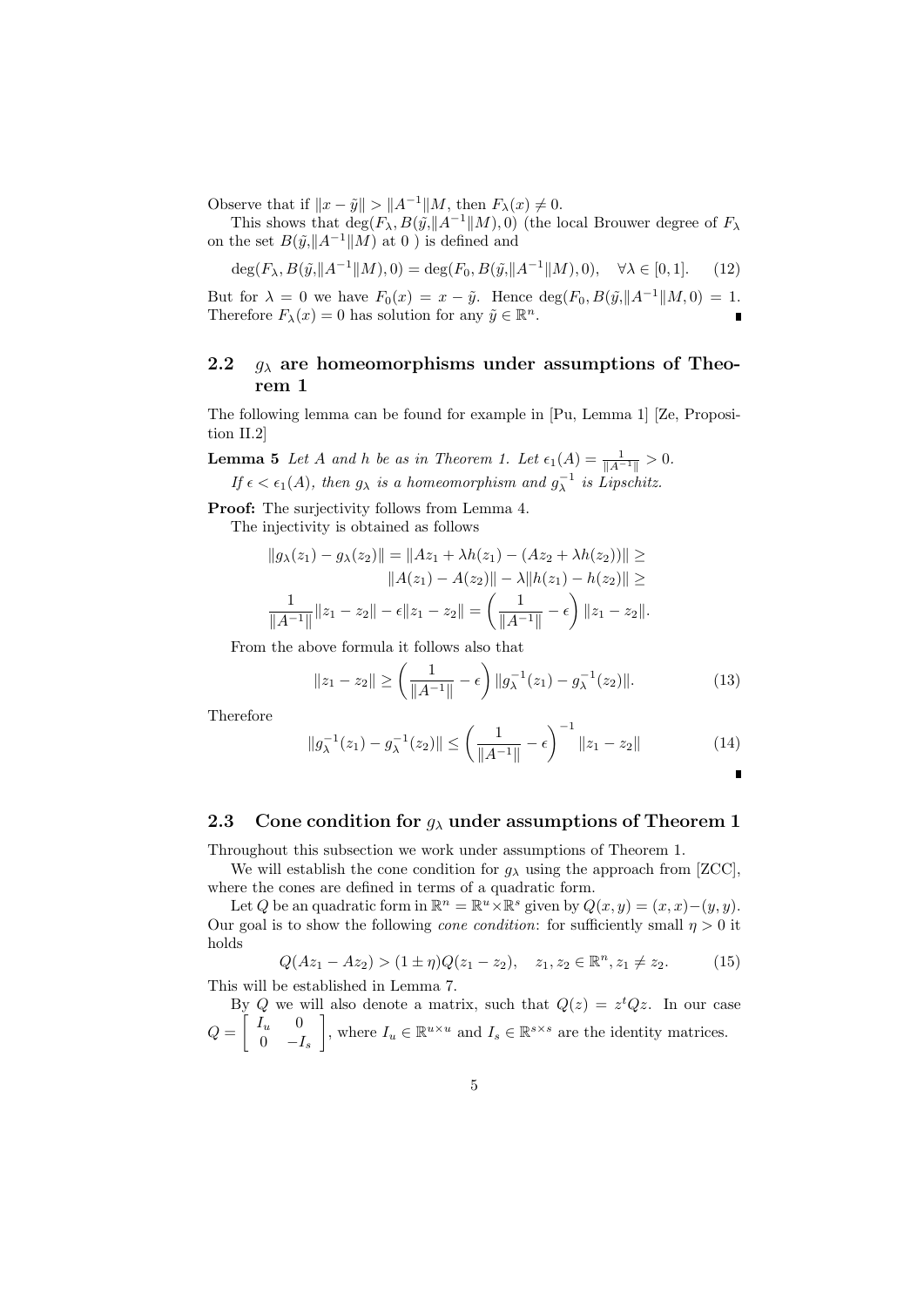Observe that if $\|x - \tilde{y}\| > \|A^{-1}\|M$, then $F_\lambda(x) \neq 0$.

This shows that $\deg(F_\lambda, B(\tilde{y}, \|A^{-1}\|M), 0)$ (the local Brouwer degree of $F_\lambda$ on the set $B(\tilde{y}, \|A^{-1}\|M)$ at 0 ) is defined and

$$\deg(F_\lambda, B(\tilde{y}, \|A^{-1}\|M), 0) = \deg(F_0, B(\tilde{y}, \|A^{-1}\|M), 0), \quad \forall \lambda \in [0, 1]. \tag{12}$$

But for $\lambda = 0$ we have $F_0(x) = x - \tilde{y}$. Hence $\deg(F_0, B(\tilde{y}, \|A^{-1}\|M, 0) = 1$. Therefore $F_\lambda(x) = 0$ has solution for any $\tilde{y} \in \mathbb{R}^n$. ∎

### 2.2 $g_\lambda$ are homeomorphisms under assumptions of Theorem 1

The following lemma can be found for example in [Pu, Lemma 1] [Ze, Proposition II.2]

**Lemma 5** *Let $A$ and $h$ be as in Theorem 1. Let $\epsilon_1(A) = \frac{1}{\|A^{-1}\|} > 0$.*

*If $\epsilon < \epsilon_1(A)$, then $g_\lambda$ is a homeomorphism and $g_\lambda^{-1}$ is Lipschitz.*

**Proof:** The surjectivity follows from Lemma 4.

The injectivity is obtained as follows

$$\|g_\lambda(z_1) - g_\lambda(z_2)\| = \|Az_1 + \lambda h(z_1) - (Az_2 + \lambda h(z_2))\| \geq$$
$$\|A(z_1) - A(z_2)\| - \lambda\|h(z_1) - h(z_2)\| \geq$$
$$\frac{1}{\|A^{-1}\|}\|z_1 - z_2\| - \epsilon\|z_1 - z_2\| = \left(\frac{1}{\|A^{-1}\|} - \epsilon\right)\|z_1 - z_2\|.$$

From the above formula it follows also that

$$\|z_1 - z_2\| \geq \left(\frac{1}{\|A^{-1}\|} - \epsilon\right)\|g_\lambda^{-1}(z_1) - g_\lambda^{-1}(z_2)\|. \tag{13}$$

Therefore

$$\|g_\lambda^{-1}(z_1) - g_\lambda^{-1}(z_2)\| \leq \left(\frac{1}{\|A^{-1}\|} - \epsilon\right)^{-1}\|z_1 - z_2\| \tag{14}$$

∎

### 2.3 Cone condition for $g_\lambda$ under assumptions of Theorem 1

Throughout this subsection we work under assumptions of Theorem 1.

We will establish the cone condition for $g_\lambda$ using the approach from [ZCC], where the cones are defined in terms of a quadratic form.

Let $Q$ be an quadratic form in $\mathbb{R}^n = \mathbb{R}^u \times \mathbb{R}^s$ given by $Q(x, y) = (x, x) - (y, y)$. Our goal is to show the following *cone condition*: for sufficiently small $\eta > 0$ it holds

$$Q(Az_1 - Az_2) > (1 \pm \eta)Q(z_1 - z_2), \quad z_1, z_2 \in \mathbb{R}^n, z_1 \neq z_2. \tag{15}$$

This will be established in Lemma 7.

By $Q$ we will also denote a matrix, such that $Q(z) = z^t Q z$. In our case $Q = \begin{bmatrix} I_u & 0 \\ 0 & -I_s \end{bmatrix}$, where $I_u \in \mathbb{R}^{u \times u}$ and $I_s \in \mathbb{R}^{s \times s}$ are the identity matrices.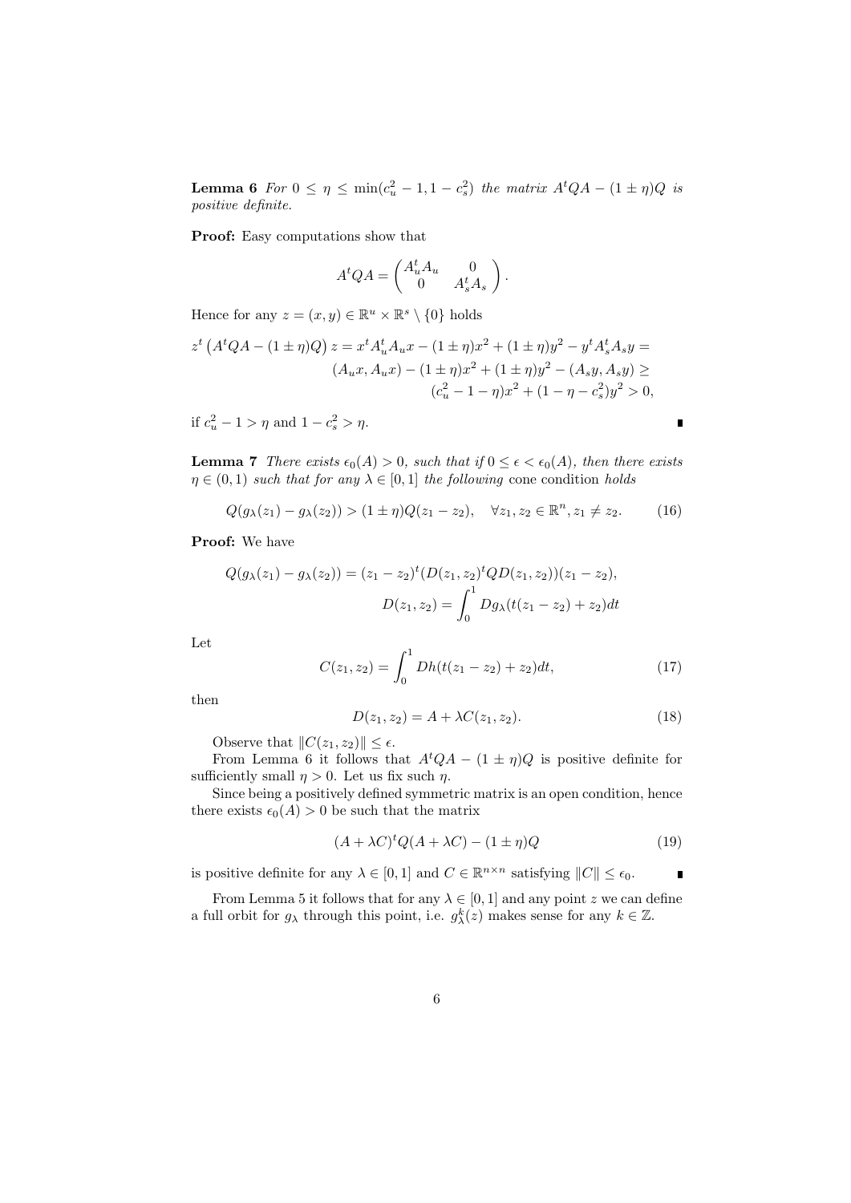**Lemma 6** *For $0 \leq \eta \leq \min(c_u^2 - 1, 1 - c_s^2)$ the matrix $A^t Q A - (1 \pm \eta) Q$ is positive definite.*

**Proof:** Easy computations show that

$$A^t Q A = \begin{pmatrix} A_u^t A_u & 0 \\ 0 & A_s^t A_s \end{pmatrix}.$$

Hence for any $z = (x, y) \in \mathbb{R}^u \times \mathbb{R}^s \setminus \{0\}$ holds

$$\begin{aligned} z^t \left( A^t Q A - (1 \pm \eta) Q \right) z = x^t A_u^t A_u x - (1 \pm \eta) x^2 + (1 \pm \eta) y^2 - y^t A_s^t A_s y = \\ (A_u x, A_u x) - (1 \pm \eta) x^2 + (1 \pm \eta) y^2 - (A_s y, A_s y) \geq \\ (c_u^2 - 1 - \eta) x^2 + (1 - \eta - c_s^2) y^2 > 0, \end{aligned}$$

if $c_u^2 - 1 > \eta$ and $1 - c_s^2 > \eta$. ∎

**Lemma 7** *There exists $\epsilon_0(A) > 0$, such that if $0 \leq \epsilon < \epsilon_0(A)$, then there exists $\eta \in (0, 1)$ such that for any $\lambda \in [0, 1]$ the following* cone condition *holds*

$$Q(g_\lambda(z_1) - g_\lambda(z_2)) > (1 \pm \eta) Q(z_1 - z_2), \quad \forall z_1, z_2 \in \mathbb{R}^n, z_1 \neq z_2. \tag{16}$$

**Proof:** We have

$$Q(g_\lambda(z_1) - g_\lambda(z_2)) = (z_1 - z_2)^t (D(z_1, z_2)^t Q D(z_1, z_2))(z_1 - z_2),$$

$$D(z_1, z_2) = \int_0^1 D g_\lambda(t(z_1 - z_2) + z_2) dt$$

Let

$$C(z_1, z_2) = \int_0^1 D h(t(z_1 - z_2) + z_2) dt, \tag{17}$$

then

$$D(z_1, z_2) = A + \lambda C(z_1, z_2). \tag{18}$$

Observe that $\|C(z_1, z_2)\| \leq \epsilon$.

From Lemma 6 it follows that $A^t Q A - (1 \pm \eta) Q$ is positive definite for sufficiently small $\eta > 0$. Let us fix such $\eta$.

Since being a positively defined symmetric matrix is an open condition, hence there exists $\epsilon_0(A) > 0$ be such that the matrix

$$(A + \lambda C)^t Q (A + \lambda C) - (1 \pm \eta) Q \tag{19}$$

is positive definite for any $\lambda \in [0, 1]$ and $C \in \mathbb{R}^{n \times n}$ satisfying $\|C\| \leq \epsilon_0$. ∎

From Lemma 5 it follows that for any $\lambda \in [0, 1]$ and any point $z$ we can define a full orbit for $g_\lambda$ through this point, i.e. $g_\lambda^k(z)$ makes sense for any $k \in \mathbb{Z}$.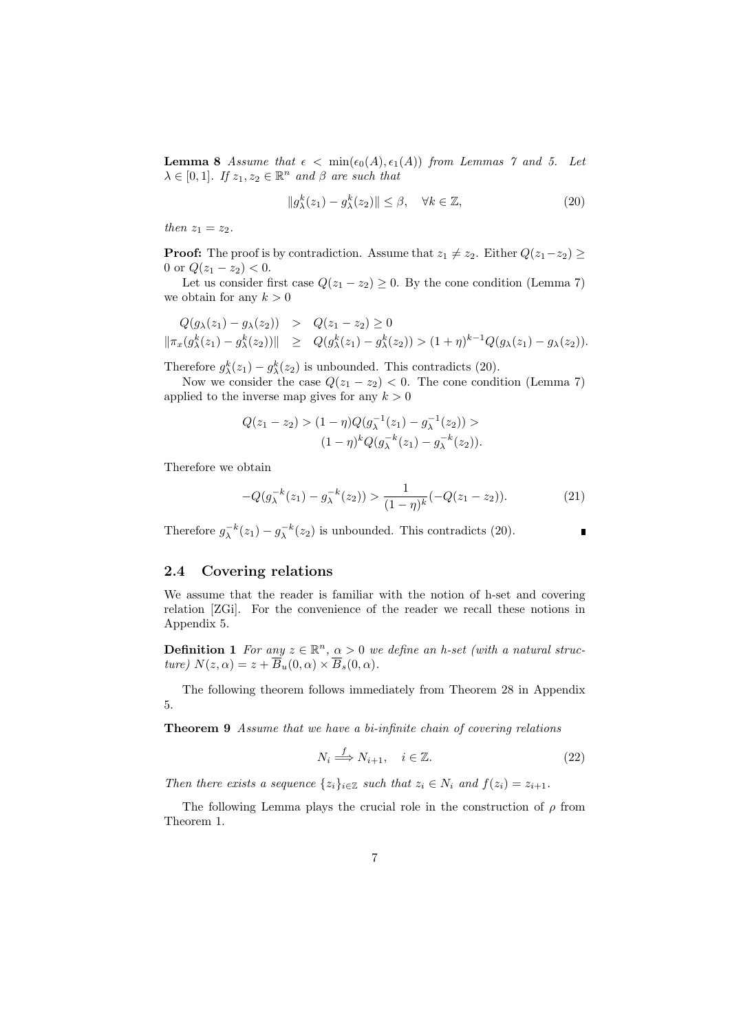**Lemma 8** *Assume that $\epsilon < \min(\epsilon_0(A), \epsilon_1(A))$ from Lemmas 7 and 5. Let $\lambda \in [0,1]$. If $z_1, z_2 \in \mathbb{R}^n$ and $\beta$ are such that*

$$\|g^k_\lambda(z_1) - g^k_\lambda(z_2)\| \leq \beta, \quad \forall k \in \mathbb{Z}, \tag{20}$$

*then $z_1 = z_2$.*

**Proof:** The proof is by contradiction. Assume that $z_1 \neq z_2$. Either $Q(z_1 - z_2) \geq 0$ or $Q(z_1 - z_2) < 0$.

Let us consider first case $Q(z_1 - z_2) \geq 0$. By the cone condition (Lemma 7) we obtain for any $k > 0$

$$\begin{aligned}
Q(g_\lambda(z_1) - g_\lambda(z_2)) &> Q(z_1 - z_2) \geq 0 \\
\|\pi_x(g^k_\lambda(z_1) - g^k_\lambda(z_2))\| &\geq Q(g^k_\lambda(z_1) - g^k_\lambda(z_2)) > (1+\eta)^{k-1} Q(g_\lambda(z_1) - g_\lambda(z_2)).
\end{aligned}$$

Therefore $g^k_\lambda(z_1) - g^k_\lambda(z_2)$ is unbounded. This contradicts (20).

Now we consider the case $Q(z_1 - z_2) < 0$. The cone condition (Lemma 7) applied to the inverse map gives for any $k > 0$

$$\begin{aligned}
Q(z_1 - z_2) > (1-\eta) Q(g^{-1}_\lambda(z_1) - g^{-1}_\lambda(z_2)) > \\
(1-\eta)^k Q(g^{-k}_\lambda(z_1) - g^{-k}_\lambda(z_2)).
\end{aligned}$$

Therefore we obtain

$$-Q(g^{-k}_\lambda(z_1) - g^{-k}_\lambda(z_2)) > \frac{1}{(1-\eta)^k}(-Q(z_1 - z_2)). \tag{21}$$

Therefore $g^{-k}_\lambda(z_1) - g^{-k}_\lambda(z_2)$ is unbounded. This contradicts (20). ∎

## 2.4 Covering relations

We assume that the reader is familiar with the notion of h-set and covering relation [ZGi]. For the convenience of the reader we recall these notions in Appendix 5.

**Definition 1** *For any $z \in \mathbb{R}^n$, $\alpha > 0$ we define an h-set (with a natural structure) $N(z, \alpha) = z + \overline{B}_u(0, \alpha) \times \overline{B}_s(0, \alpha)$.*

The following theorem follows immediately from Theorem 28 in Appendix 5.

**Theorem 9** *Assume that we have a bi-infinite chain of covering relations*

$$N_i \overset{f}{\Longrightarrow} N_{i+1}, \quad i \in \mathbb{Z}. \tag{22}$$

*Then there exists a sequence $\{z_i\}_{i \in \mathbb{Z}}$ such that $z_i \in N_i$ and $f(z_i) = z_{i+1}$.*

The following Lemma plays the crucial role in the construction of $\rho$ from Theorem 1.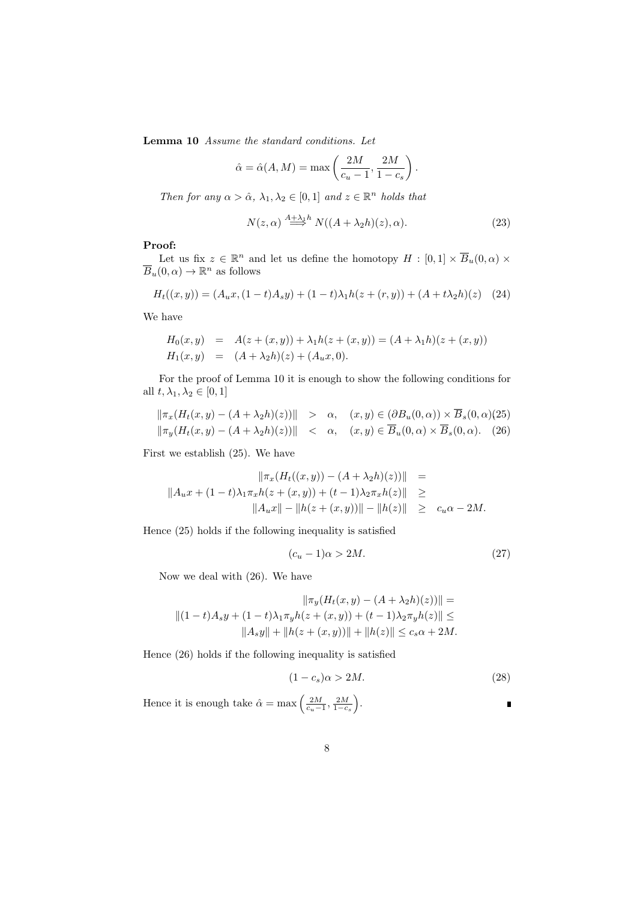**Lemma 10** *Assume the standard conditions. Let*

$$\hat{\alpha} = \hat{\alpha}(A, M) = \max\left(\frac{2M}{c_u - 1}, \frac{2M}{1 - c_s}\right).$$

*Then for any $\alpha > \hat{\alpha}$, $\lambda_1, \lambda_2 \in [0,1]$ and $z \in \mathbb{R}^n$ holds that*

$$N(z, \alpha) \overset{A+\lambda_1 h}{\Longrightarrow} N((A + \lambda_2 h)(z), \alpha). \tag{23}$$

**Proof:**

Let us fix $z \in \mathbb{R}^n$ and let us define the homotopy $H : [0,1] \times \overline{B}_u(0,\alpha) \times \overline{B}_u(0,\alpha) \to \mathbb{R}^n$ as follows

$$H_t((x,y)) = (A_u x, (1-t)A_s y) + (1-t)\lambda_1 h(z + (r,y)) + (A + t\lambda_2 h)(z) \tag{24}$$

We have

$$\begin{aligned} H_0(x,y) &= A(z + (x,y)) + \lambda_1 h(z + (x,y)) = (A + \lambda_1 h)(z + (x,y)) \\ H_1(x,y) &= (A + \lambda_2 h)(z) + (A_u x, 0). \end{aligned}$$

For the proof of Lemma 10 it is enough to show the following conditions for all $t, \lambda_1, \lambda_2 \in [0,1]$

$$\begin{aligned} \|\pi_x(H_t(x,y) - (A + \lambda_2 h)(z))\| &> \alpha, \quad (x,y) \in (\partial B_u(0,\alpha)) \times \overline{B}_s(0,\alpha) \quad (25) \\ \|\pi_y(H_t(x,y) - (A + \lambda_2 h)(z))\| &< \alpha, \quad (x,y) \in \overline{B}_u(0,\alpha) \times \overline{B}_s(0,\alpha). \quad (26) \end{aligned}$$

First we establish (25). We have

$$\begin{aligned} \|\pi_x(H_t((x,y)) - (A + \lambda_2 h)(z))\| &= \\ \|A_u x + (1-t)\lambda_1 \pi_x h(z + (x,y)) + (t-1)\lambda_2 \pi_x h(z)\| &\geq \\ \|A_u x\| - \|h(z + (x,y))\| - \|h(z)\| &\geq c_u \alpha - 2M. \end{aligned}$$

Hence (25) holds if the following inequality is satisfied

$$(c_u - 1)\alpha > 2M. \tag{27}$$

Now we deal with (26). We have

$$\begin{aligned} \|\pi_y(H_t(x,y) - (A + \lambda_2 h)(z))\| &= \\ \|(1-t)A_s y + (1-t)\lambda_1 \pi_y h(z + (x,y)) + (t-1)\lambda_2 \pi_y h(z)\| &\leq \\ \|A_s y\| + \|h(z + (x,y))\| + \|h(z)\| &\leq c_s \alpha + 2M. \end{aligned}$$

Hence (26) holds if the following inequality is satisfied

$$(1 - c_s)\alpha > 2M. \tag{28}$$

Hence it is enough take $\hat{\alpha} = \max\left(\frac{2M}{c_u - 1}, \frac{2M}{1 - c_s}\right)$. ∎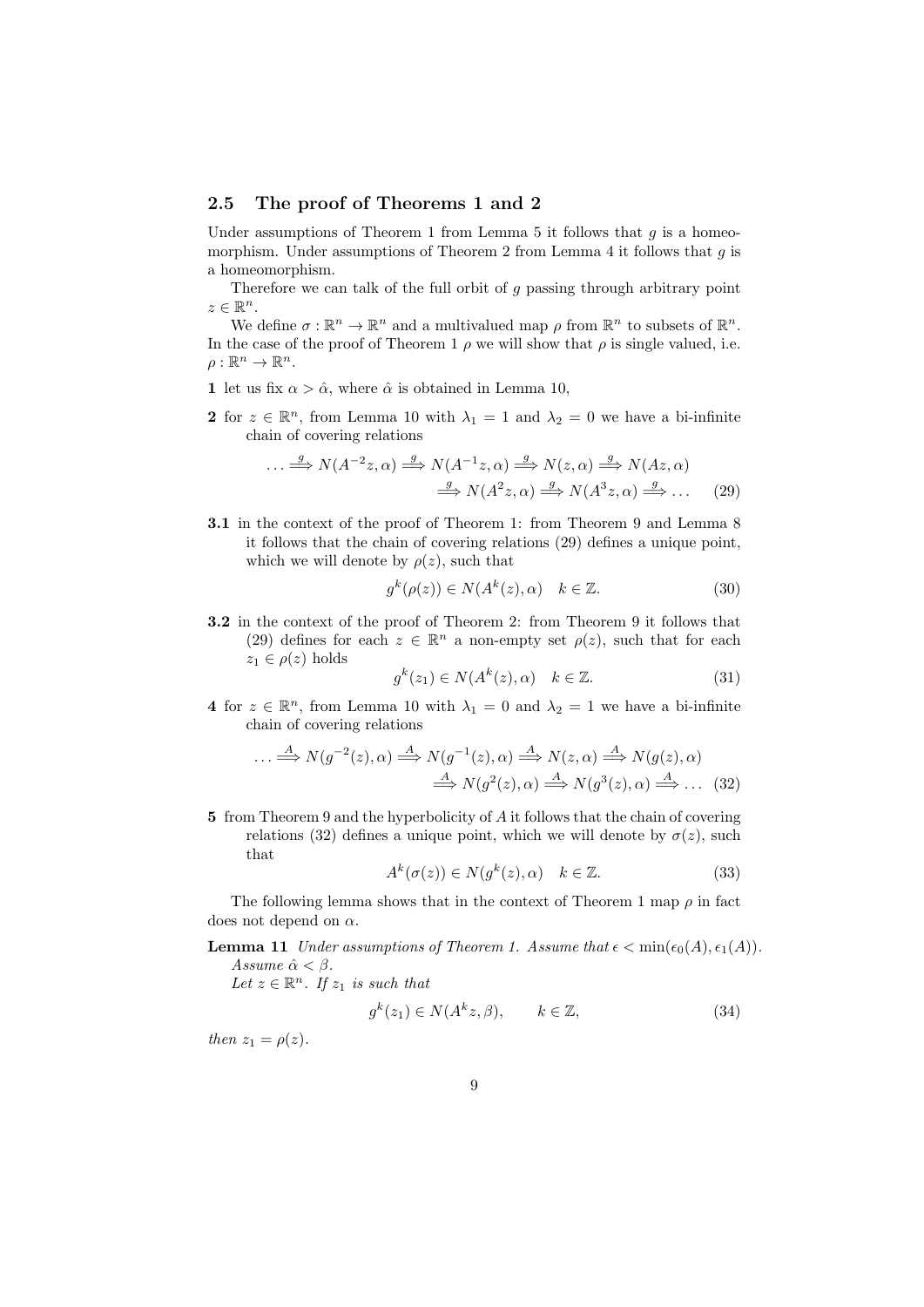## 2.5 The proof of Theorems 1 and 2

Under assumptions of Theorem 1 from Lemma 5 it follows that $g$ is a homeomorphism. Under assumptions of Theorem 2 from Lemma 4 it follows that $g$ is a homeomorphism.

Therefore we can talk of the full orbit of $g$ passing through arbitrary point $z \in \mathbb{R}^n$.

We define $\sigma : \mathbb{R}^n \to \mathbb{R}^n$ and a multivalued map $\rho$ from $\mathbb{R}^n$ to subsets of $\mathbb{R}^n$. In the case of the proof of Theorem 1 $\rho$ we will show that $\rho$ is single valued, i.e. $\rho : \mathbb{R}^n \to \mathbb{R}^n$.

**1** let us fix $\alpha > \hat{\alpha}$, where $\hat{\alpha}$ is obtained in Lemma 10,

**2** for $z \in \mathbb{R}^n$, from Lemma 10 with $\lambda_1 = 1$ and $\lambda_2 = 0$ we have a bi-infinite chain of covering relations

$$\dots \overset{g}{\Longrightarrow} N(A^{-2}z, \alpha) \overset{g}{\Longrightarrow} N(A^{-1}z, \alpha) \overset{g}{\Longrightarrow} N(z, \alpha) \overset{g}{\Longrightarrow} N(Az, \alpha) \overset{g}{\Longrightarrow} N(A^2 z, \alpha) \overset{g}{\Longrightarrow} N(A^3 z, \alpha) \overset{g}{\Longrightarrow} \dots \quad (29)$$

**3.1** in the context of the proof of Theorem 1: from Theorem 9 and Lemma 8 it follows that the chain of covering relations (29) defines a unique point, which we will denote by $\rho(z)$, such that

$$g^k(\rho(z)) \in N(A^k(z), \alpha) \quad k \in \mathbb{Z}. \quad (30)$$

**3.2** in the context of the proof of Theorem 2: from Theorem 9 it follows that (29) defines for each $z \in \mathbb{R}^n$ a non-empty set $\rho(z)$, such that for each $z_1 \in \rho(z)$ holds

$$g^k(z_1) \in N(A^k(z), \alpha) \quad k \in \mathbb{Z}. \quad (31)$$

**4** for $z \in \mathbb{R}^n$, from Lemma 10 with $\lambda_1 = 0$ and $\lambda_2 = 1$ we have a bi-infinite chain of covering relations

$$\dots \overset{A}{\Longrightarrow} N(g^{-2}(z), \alpha) \overset{A}{\Longrightarrow} N(g^{-1}(z), \alpha) \overset{A}{\Longrightarrow} N(z, \alpha) \overset{A}{\Longrightarrow} N(g(z), \alpha) \overset{A}{\Longrightarrow} N(g^2(z), \alpha) \overset{A}{\Longrightarrow} N(g^3(z), \alpha) \overset{A}{\Longrightarrow} \dots \quad (32)$$

**5** from Theorem 9 and the hyperbolicity of $A$ it follows that the chain of covering relations (32) defines a unique point, which we will denote by $\sigma(z)$, such that

$$A^k(\sigma(z)) \in N(g^k(z), \alpha) \quad k \in \mathbb{Z}. \quad (33)$$

The following lemma shows that in the context of Theorem 1 map $\rho$ in fact does not depend on $\alpha$.

**Lemma 11** *Under assumptions of Theorem 1. Assume that $\epsilon < \min(\epsilon_0(A), \epsilon_1(A))$. Assume $\hat{\alpha} < \beta$.*
*Let $z \in \mathbb{R}^n$. If $z_1$ is such that*

$$g^k(z_1) \in N(A^k z, \beta), \qquad k \in \mathbb{Z}, \quad (34)$$

*then $z_1 = \rho(z)$.*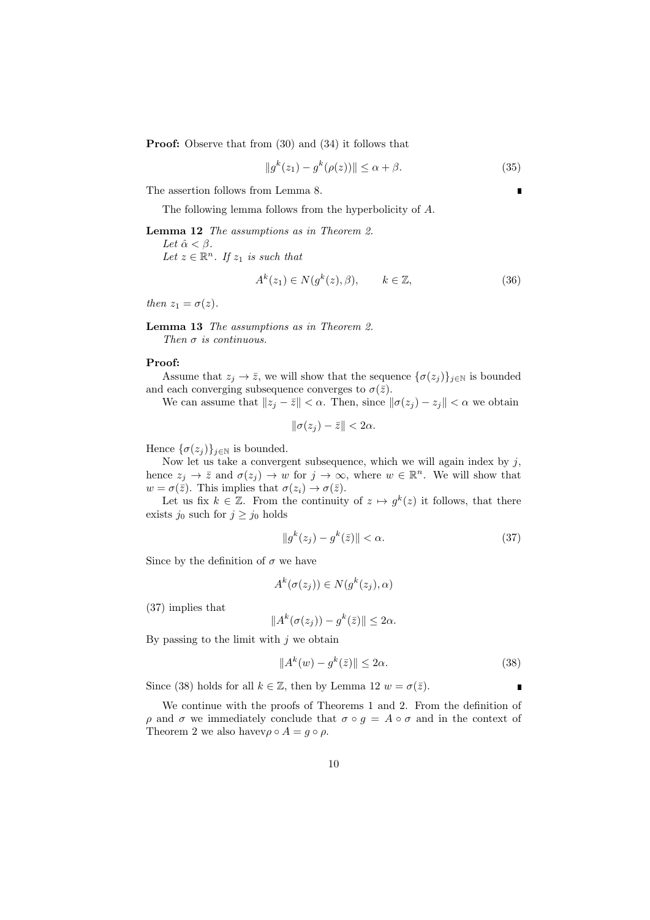**Proof:** Observe that from (30) and (34) it follows that

$$\|g^k(z_1) - g^k(\rho(z))\| \leq \alpha + \beta. \tag{35}$$

The assertion follows from Lemma 8. ∎

The following lemma follows from the hyperbolicity of $A$.

**Lemma 12** *The assumptions as in Theorem 2.*
*Let $\hat{\alpha} < \beta$.*
*Let $z \in \mathbb{R}^n$. If $z_1$ is such that*

$$A^k(z_1) \in N(g^k(z), \beta), \qquad k \in \mathbb{Z}, \tag{36}$$

*then $z_1 = \sigma(z)$.*

**Lemma 13** *The assumptions as in Theorem 2.*
*Then $\sigma$ is continuous.*

**Proof:**

Assume that $z_j \to \bar{z}$, we will show that the sequence $\{\sigma(z_j)\}_{j \in \mathbb{N}}$ is bounded and each converging subsequence converges to $\sigma(\bar{z})$.

We can assume that $\|z_j - \bar{z}\| < \alpha$. Then, since $\|\sigma(z_j) - z_j\| < \alpha$ we obtain

$$\|\sigma(z_j) - \bar{z}\| < 2\alpha.$$

Hence $\{\sigma(z_j)\}_{j \in \mathbb{N}}$ is bounded.

Now let us take a convergent subsequence, which we will again index by $j$, hence $z_j \to \bar{z}$ and $\sigma(z_j) \to w$ for $j \to \infty$, where $w \in \mathbb{R}^n$. We will show that $w = \sigma(\bar{z})$. This implies that $\sigma(z_i) \to \sigma(\bar{z})$.

Let us fix $k \in \mathbb{Z}$. From the continuity of $z \mapsto g^k(z)$ it follows, that there exists $j_0$ such for $j \geq j_0$ holds

$$\|g^k(z_j) - g^k(\bar{z})\| < \alpha. \tag{37}$$

Since by the definition of $\sigma$ we have

$$A^k(\sigma(z_j)) \in N(g^k(z_j), \alpha)$$

(37) implies that

$$\|A^k(\sigma(z_j)) - g^k(\bar{z})\| \leq 2\alpha.$$

By passing to the limit with $j$ we obtain

$$\|A^k(w) - g^k(\bar{z})\| \leq 2\alpha. \tag{38}$$

Since (38) holds for all $k \in \mathbb{Z}$, then by Lemma 12 $w = \sigma(\bar{z})$. ∎

We continue with the proofs of Theorems 1 and 2. From the definition of $\rho$ and $\sigma$ we immediately conclude that $\sigma \circ g = A \circ \sigma$ and in the context of Theorem 2 we also havev$\rho \circ A = g \circ \rho$.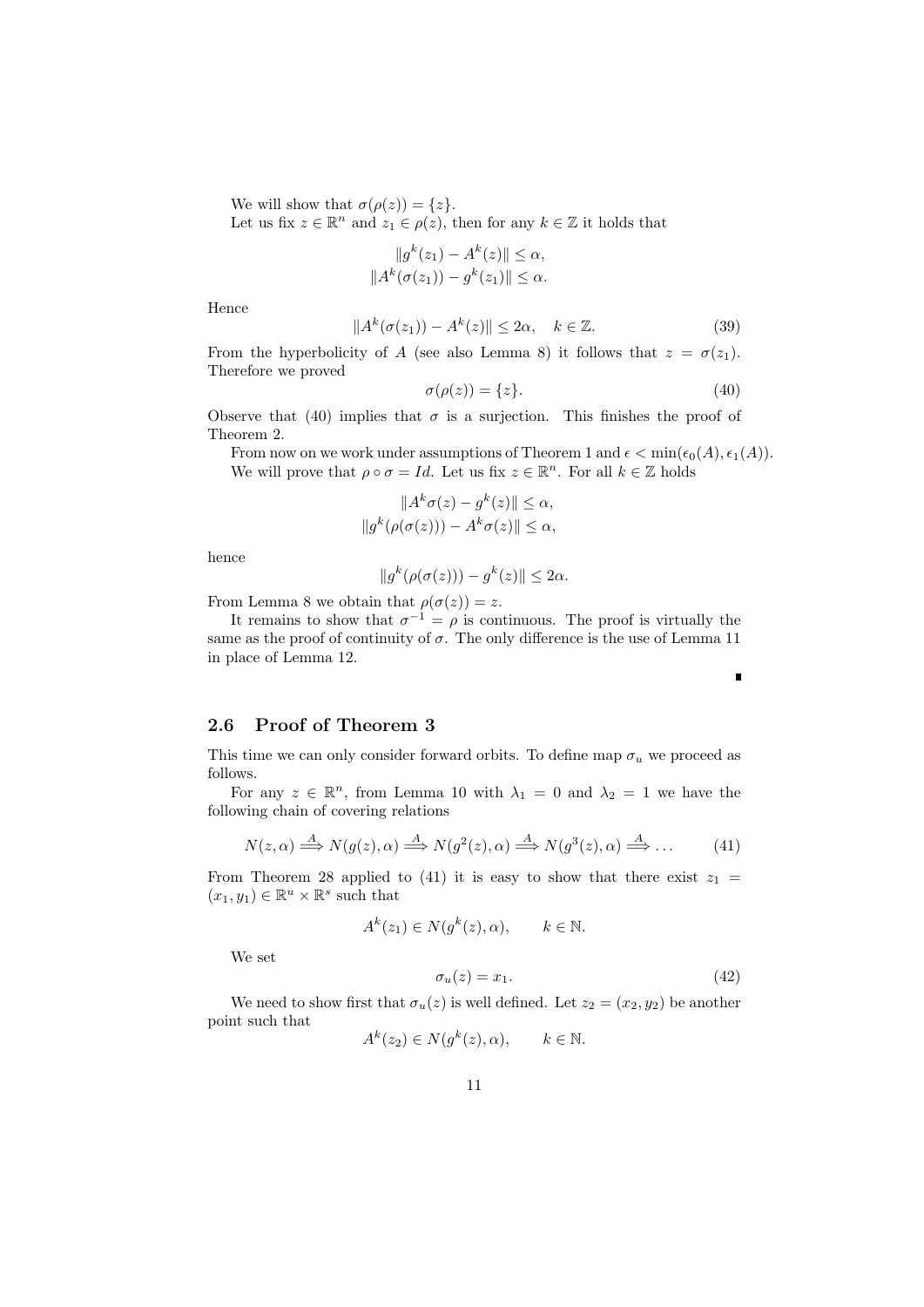We will show that $\sigma(\rho(z)) = \{z\}$.

Let us fix $z \in \mathbb{R}^n$ and $z_1 \in \rho(z)$, then for any $k \in \mathbb{Z}$ it holds that

$$\|g^k(z_1) - A^k(z)\| \leq \alpha,$$
$$\|A^k(\sigma(z_1)) - g^k(z_1)\| \leq \alpha.$$

Hence

$$\|A^k(\sigma(z_1)) - A^k(z)\| \leq 2\alpha, \quad k \in \mathbb{Z}. \tag{39}$$

From the hyperbolicity of $A$ (see also Lemma 8) it follows that $z = \sigma(z_1)$. Therefore we proved

$$\sigma(\rho(z)) = \{z\}. \tag{40}$$

Observe that (40) implies that $\sigma$ is a surjection. This finishes the proof of Theorem 2.

From now on we work under assumptions of Theorem 1 and $\epsilon < \min(\epsilon_0(A), \epsilon_1(A))$.

We will prove that $\rho \circ \sigma = Id$. Let us fix $z \in \mathbb{R}^n$. For all $k \in \mathbb{Z}$ holds

$$\|A^k\sigma(z) - g^k(z)\| \leq \alpha,$$
$$\|g^k(\rho(\sigma(z))) - A^k\sigma(z)\| \leq \alpha,$$

hence

$$\|g^k(\rho(\sigma(z))) - g^k(z)\| \leq 2\alpha.$$

From Lemma 8 we obtain that $\rho(\sigma(z)) = z$.

It remains to show that $\sigma^{-1} = \rho$ is continuous. The proof is virtually the same as the proof of continuity of $\sigma$. The only difference is the use of Lemma 11 in place of Lemma 12.

∎

### 2.6 Proof of Theorem 3

This time we can only consider forward orbits. To define map $\sigma_u$ we proceed as follows.

For any $z \in \mathbb{R}^n$, from Lemma 10 with $\lambda_1 = 0$ and $\lambda_2 = 1$ we have the following chain of covering relations

$$N(z, \alpha) \overset{A}{\Longrightarrow} N(g(z), \alpha) \overset{A}{\Longrightarrow} N(g^2(z), \alpha) \overset{A}{\Longrightarrow} N(g^3(z), \alpha) \overset{A}{\Longrightarrow} \ldots \tag{41}$$

From Theorem 28 applied to (41) it is easy to show that there exist $z_1 = (x_1, y_1) \in \mathbb{R}^u \times \mathbb{R}^s$ such that

$$A^k(z_1) \in N(g^k(z), \alpha), \qquad k \in \mathbb{N}.$$

We set

$$\sigma_u(z) = x_1. \tag{42}$$

We need to show first that $\sigma_u(z)$ is well defined. Let $z_2 = (x_2, y_2)$ be another point such that

$$A^k(z_2) \in N(g^k(z), \alpha), \qquad k \in \mathbb{N}.$$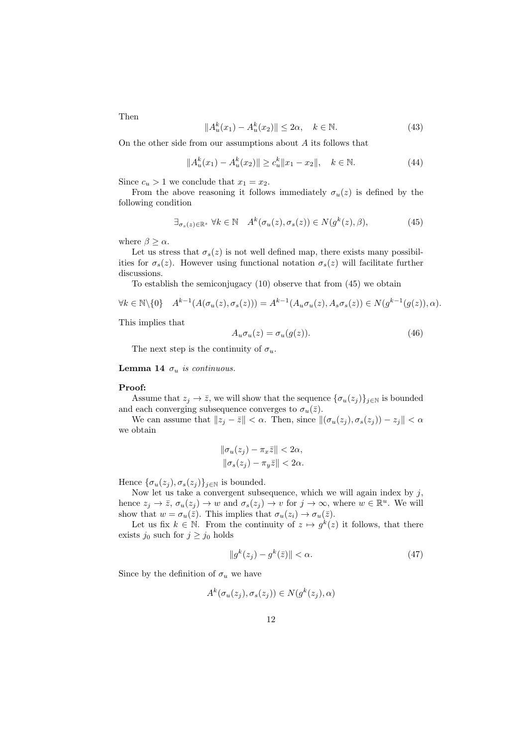Then

$$\|A_u^k(x_1) - A_u^k(x_2)\| \leq 2\alpha, \quad k \in \mathbb{N}. \tag{43}$$

On the other side from our assumptions about $A$ its follows that

$$\|A_u^k(x_1) - A_u^k(x_2)\| \geq c_u^k \|x_1 - x_2\|, \quad k \in \mathbb{N}. \tag{44}$$

Since $c_u > 1$ we conclude that $x_1 = x_2$.

From the above reasoning it follows immediately $\sigma_u(z)$ is defined by the following condition

$$\exists_{\sigma_s(z) \in \mathbb{R}^s} \ \forall k \in \mathbb{N} \quad A^k(\sigma_u(z), \sigma_s(z)) \in N(g^k(z), \beta), \tag{45}$$

where $\beta \geq \alpha$.

Let us stress that $\sigma_s(z)$ is not well defined map, there exists many possibilities for $\sigma_s(z)$. However using functional notation $\sigma_s(z)$ will facilitate further discussions.

To establish the semiconjugacy (10) observe that from (45) we obtain

$$\forall k \in \mathbb{N}\backslash\{0\} \quad A^{k-1}(A(\sigma_u(z), \sigma_s(z))) = A^{k-1}(A_u\sigma_u(z), A_s\sigma_s(z)) \in N(g^{k-1}(g(z)), \alpha).$$

This implies that

$$A_u \sigma_u(z) = \sigma_u(g(z)). \tag{46}$$

The next step is the continuity of $\sigma_u$.

**Lemma 14** *$\sigma_u$ is continuous.*

**Proof:**

Assume that $z_j \to \bar{z}$, we will show that the sequence $\{\sigma_u(z_j)\}_{j \in \mathbb{N}}$ is bounded and each converging subsequence converges to $\sigma_u(\bar{z})$.

We can assume that $\|z_j - \bar{z}\| < \alpha$. Then, since $\|(\sigma_u(z_j), \sigma_s(z_j)) - z_j\| < \alpha$ we obtain

$$\|\sigma_u(z_j) - \pi_x \bar{z}\| < 2\alpha,$$
$$\|\sigma_s(z_j) - \pi_y \bar{z}\| < 2\alpha.$$

Hence $\{\sigma_u(z_j), \sigma_s(z_j)\}_{j \in \mathbb{N}}$ is bounded.

Now let us take a convergent subsequence, which we will again index by $j$, hence $z_j \to \bar{z}$, $\sigma_u(z_j) \to w$ and $\sigma_s(z_j) \to v$ for $j \to \infty$, where $w \in \mathbb{R}^u$. We will show that $w = \sigma_u(\bar{z})$. This implies that $\sigma_u(z_i) \to \sigma_u(\bar{z})$.

Let us fix $k \in \mathbb{N}$. From the continuity of $z \mapsto g^k(z)$ it follows, that there exists $j_0$ such for $j \geq j_0$ holds

$$\|g^k(z_j) - g^k(\bar{z})\| < \alpha. \tag{47}$$

Since by the definition of $\sigma_u$ we have

$$A^k(\sigma_u(z_j), \sigma_s(z_j)) \in N(g^k(z_j), \alpha)$$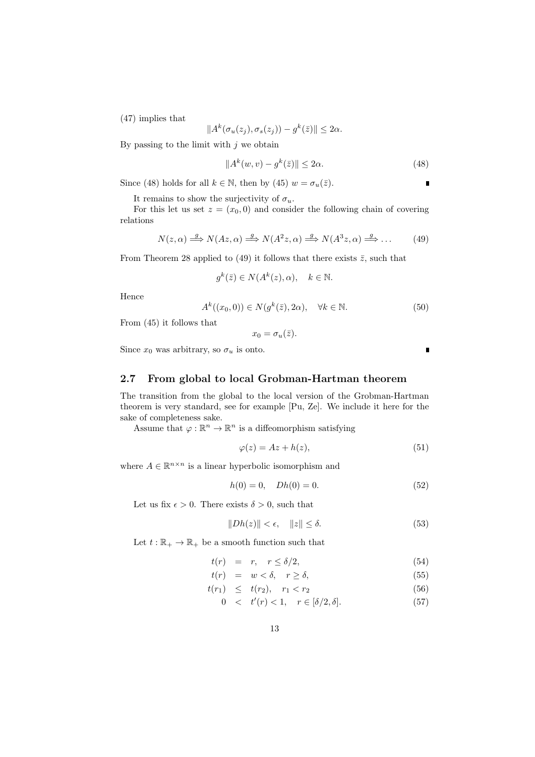(47) implies that

$$\|A^k(\sigma_u(z_j), \sigma_s(z_j)) - g^k(\bar{z})\| \leq 2\alpha.$$

By passing to the limit with $j$ we obtain

$$\|A^k(w, v) - g^k(\bar{z})\| \leq 2\alpha. \tag{48}$$

Since (48) holds for all $k \in \mathbb{N}$, then by (45) $w = \sigma_u(\bar{z})$. ∎

It remains to show the surjectivity of $\sigma_u$.

For this let us set $z = (x_0, 0)$ and consider the following chain of covering relations

$$N(z, \alpha) \overset{g}{\Longrightarrow} N(Az, \alpha) \overset{g}{\Longrightarrow} N(A^2 z, \alpha) \overset{g}{\Longrightarrow} N(A^3 z, \alpha) \overset{g}{\Longrightarrow} \dots \tag{49}$$

From Theorem 28 applied to (49) it follows that there exists $\bar{z}$, such that

$$g^k(\bar{z}) \in N(A^k(z), \alpha), \quad k \in \mathbb{N}.$$

Hence

$$A^k((x_0, 0)) \in N(g^k(\bar{z}), 2\alpha), \quad \forall k \in \mathbb{N}. \tag{50}$$

From (45) it follows that

$$x_0 = \sigma_u(\bar{z}).$$

Since $x_0$ was arbitrary, so $\sigma_u$ is onto. ∎

## 2.7 From global to local Grobman-Hartman theorem

The transition from the global to the local version of the Grobman-Hartman theorem is very standard, see for example [Pu, Ze]. We include it here for the sake of completeness sake.

Assume that $\varphi : \mathbb{R}^n \to \mathbb{R}^n$ is a diffeomorphism satisfying

$$\varphi(z) = Az + h(z), \tag{51}$$

where $A \in \mathbb{R}^{n \times n}$ is a linear hyperbolic isomorphism and

$$h(0) = 0, \quad Dh(0) = 0. \tag{52}$$

Let us fix $\epsilon > 0$. There exists $\delta > 0$, such that

$$\|Dh(z)\| < \epsilon, \quad \|z\| \leq \delta. \tag{53}$$

Let $t : \mathbb{R}_+ \to \mathbb{R}_+$ be a smooth function such that

$$t(r) = r, \quad r \leq \delta/2, \tag{54}$$

$$t(r) = w < \delta, \quad r \geq \delta, \tag{55}$$

$$t(r_1) \leq t(r_2), \quad r_1 < r_2 \tag{56}$$

$$0 < t'(r) < 1, \quad r \in [\delta/2, \delta]. \tag{57}$$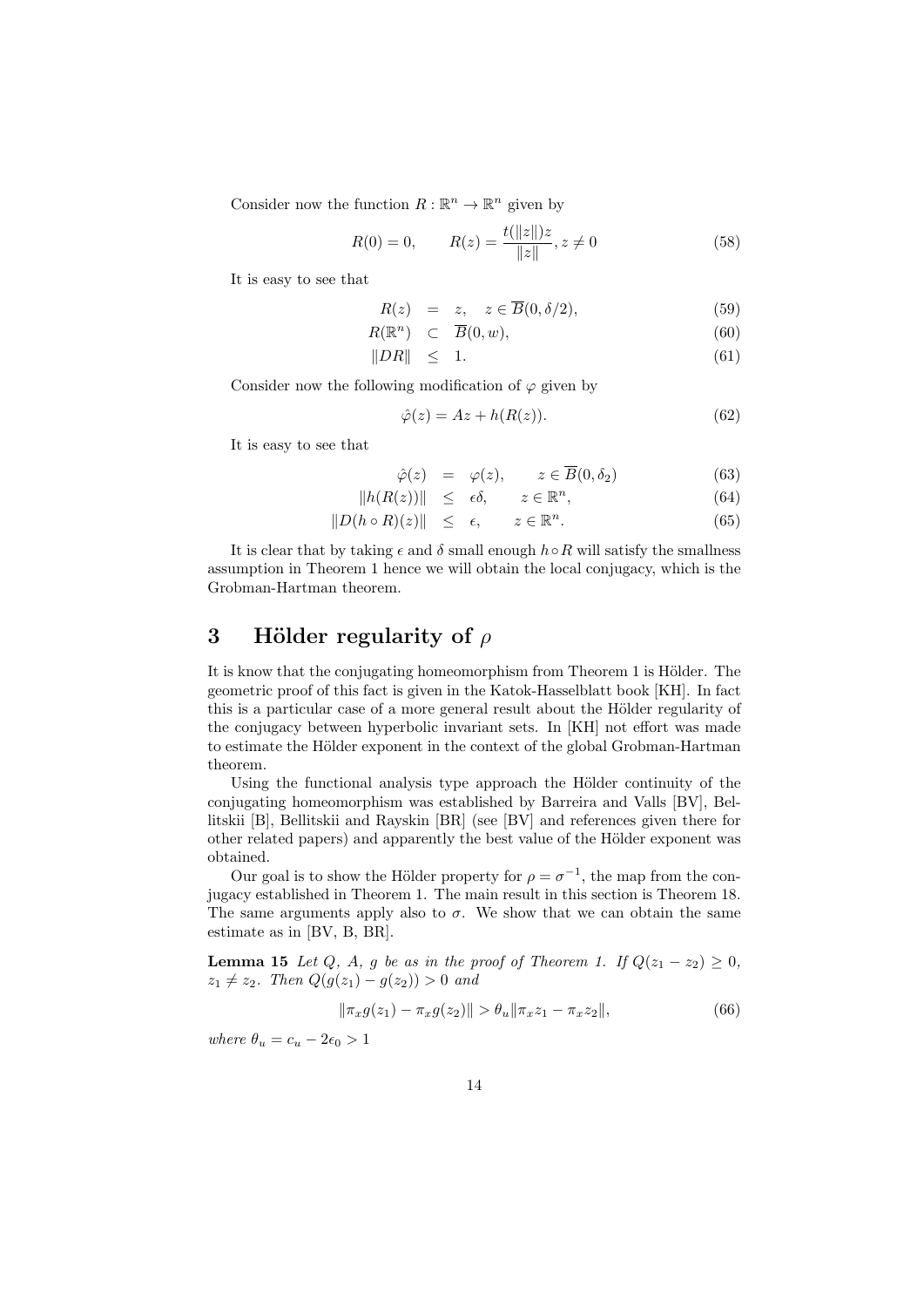Consider now the function $R : \mathbb{R}^n \to \mathbb{R}^n$ given by

$$R(0) = 0, \qquad R(z) = \frac{t(\|z\|)z}{\|z\|}, z \neq 0 \tag{58}$$

It is easy to see that

$$\begin{aligned} R(z) &= z, \quad z \in \overline{B}(0, \delta/2), & (59)\\ R(\mathbb{R}^n) &\subset \overline{B}(0, w), & (60)\\ \|DR\| &\leq 1. & (61) \end{aligned}$$

Consider now the following modification of $\varphi$ given by

$$\hat{\varphi}(z) = Az + h(R(z)). \tag{62}$$

It is easy to see that

$$\begin{aligned} \hat{\varphi}(z) &= \varphi(z), \qquad z \in \overline{B}(0, \delta_2) & (63)\\ \|h(R(z))\| &\leq \epsilon\delta, \qquad z \in \mathbb{R}^n, & (64)\\ \|D(h \circ R)(z)\| &\leq \epsilon, \qquad z \in \mathbb{R}^n. & (65) \end{aligned}$$

It is clear that by taking $\epsilon$ and $\delta$ small enough $h \circ R$ will satisfy the smallness assumption in Theorem 1 hence we will obtain the local conjugacy, which is the Grobman-Hartman theorem.

# 3 Hölder regularity of $\rho$

It is know that the conjugating homeomorphism from Theorem 1 is Hölder. The geometric proof of this fact is given in the Katok-Hasselblatt book [KH]. In fact this is a particular case of a more general result about the Hölder regularity of the conjugacy between hyperbolic invariant sets. In [KH] not effort was made to estimate the Hölder exponent in the context of the global Grobman-Hartman theorem.

Using the functional analysis type approach the Hölder continuity of the conjugating homeomorphism was established by Barreira and Valls [BV], Bellitskii [B], Bellitskii and Rayskin [BR] (see [BV] and references given there for other related papers) and apparently the best value of the Hölder exponent was obtained.

Our goal is to show the Hölder property for $\rho = \sigma^{-1}$, the map from the conjugacy established in Theorem 1. The main result in this section is Theorem 18. The same arguments apply also to $\sigma$. We show that we can obtain the same estimate as in [BV, B, BR].

**Lemma 15** *Let $Q$, $A$, $g$ be as in the proof of Theorem 1. If $Q(z_1 - z_2) \geq 0$, $z_1 \neq z_2$. Then $Q(g(z_1) - g(z_2)) > 0$ and*

$$\|\pi_x g(z_1) - \pi_x g(z_2)\| > \theta_u \|\pi_x z_1 - \pi_x z_2\|, \tag{66}$$

*where $\theta_u = c_u - 2\epsilon_0 > 1$*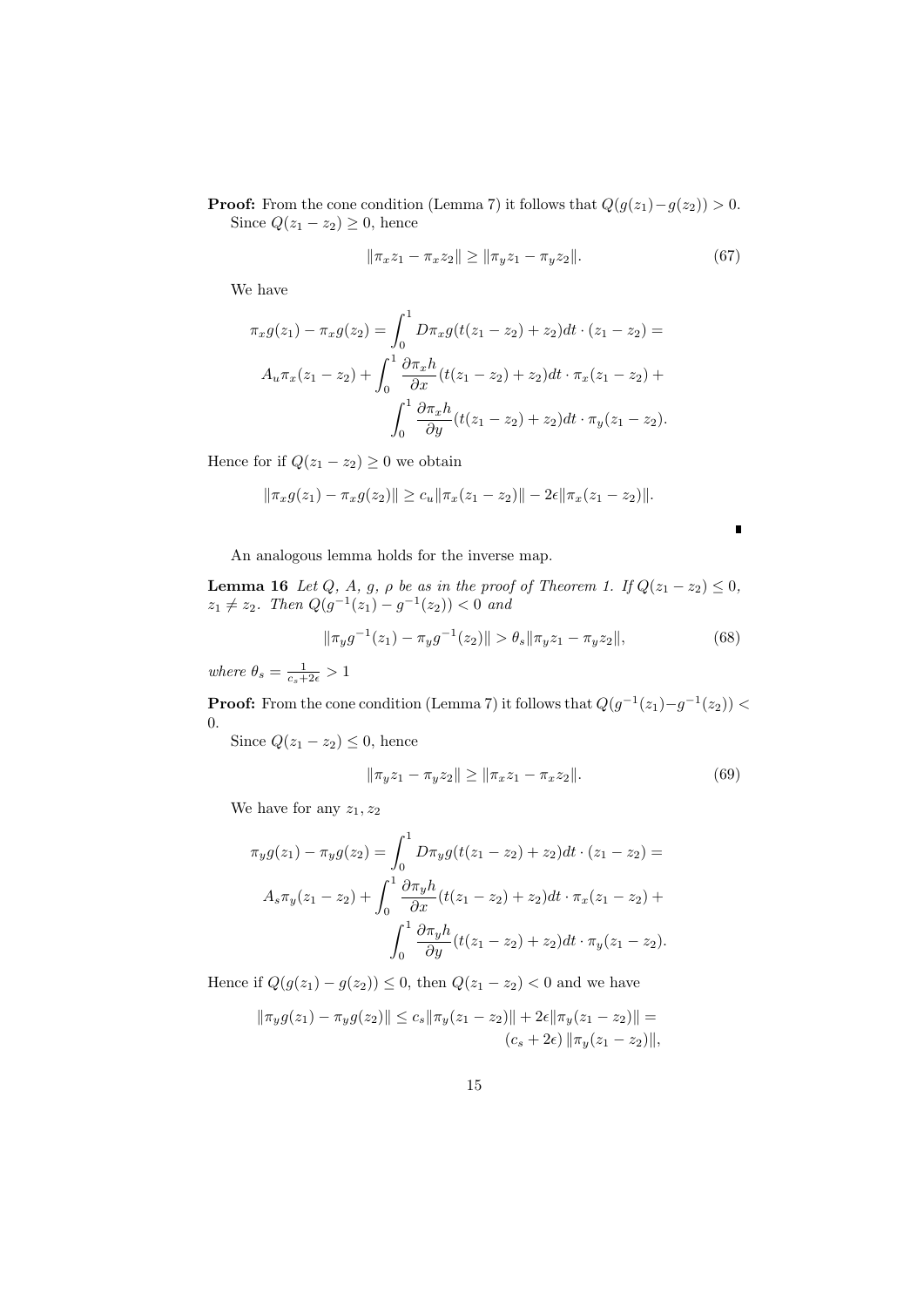**Proof:** From the cone condition (Lemma 7) it follows that $Q(g(z_1)-g(z_2)) > 0$.

Since $Q(z_1 - z_2) \geq 0$, hence

$$\|\pi_x z_1 - \pi_x z_2\| \geq \|\pi_y z_1 - \pi_y z_2\|. \tag{67}$$

We have

$$\pi_x g(z_1) - \pi_x g(z_2) = \int_0^1 D\pi_x g(t(z_1 - z_2) + z_2)dt \cdot (z_1 - z_2) =$$

$$A_u \pi_x(z_1 - z_2) + \int_0^1 \frac{\partial \pi_x h}{\partial x}(t(z_1 - z_2) + z_2)dt \cdot \pi_x(z_1 - z_2) +$$

$$\int_0^1 \frac{\partial \pi_x h}{\partial y}(t(z_1 - z_2) + z_2)dt \cdot \pi_y(z_1 - z_2).$$

Hence for if $Q(z_1 - z_2) \geq 0$ we obtain

$$\|\pi_x g(z_1) - \pi_x g(z_2)\| \geq c_u \|\pi_x(z_1 - z_2)\| - 2\epsilon \|\pi_x(z_1 - z_2)\|.$$

∎

An analogous lemma holds for the inverse map.

**Lemma 16** *Let $Q$, $A$, $g$, $\rho$ be as in the proof of Theorem 1. If $Q(z_1 - z_2) \leq 0$, $z_1 \neq z_2$. Then $Q(g^{-1}(z_1) - g^{-1}(z_2)) < 0$ and*

$$\|\pi_y g^{-1}(z_1) - \pi_y g^{-1}(z_2)\| > \theta_s \|\pi_y z_1 - \pi_y z_2\|, \tag{68}$$

*where $\theta_s = \frac{1}{c_s + 2\epsilon} > 1$*

**Proof:** From the cone condition (Lemma 7) it follows that $Q(g^{-1}(z_1)-g^{-1}(z_2)) < 0$.

Since $Q(z_1 - z_2) \leq 0$, hence

$$\|\pi_y z_1 - \pi_y z_2\| \geq \|\pi_x z_1 - \pi_x z_2\|. \tag{69}$$

We have for any $z_1, z_2$

$$\pi_y g(z_1) - \pi_y g(z_2) = \int_0^1 D\pi_y g(t(z_1 - z_2) + z_2)dt \cdot (z_1 - z_2) =$$

$$A_s \pi_y(z_1 - z_2) + \int_0^1 \frac{\partial \pi_y h}{\partial x}(t(z_1 - z_2) + z_2)dt \cdot \pi_x(z_1 - z_2) +$$

$$\int_0^1 \frac{\partial \pi_y h}{\partial y}(t(z_1 - z_2) + z_2)dt \cdot \pi_y(z_1 - z_2).$$

Hence if $Q(g(z_1) - g(z_2)) \leq 0$, then $Q(z_1 - z_2) < 0$ and we have

$$\|\pi_y g(z_1) - \pi_y g(z_2)\| \leq c_s \|\pi_y(z_1 - z_2)\| + 2\epsilon \|\pi_y(z_1 - z_2)\| = (c_s + 2\epsilon) \|\pi_y(z_1 - z_2)\|,$$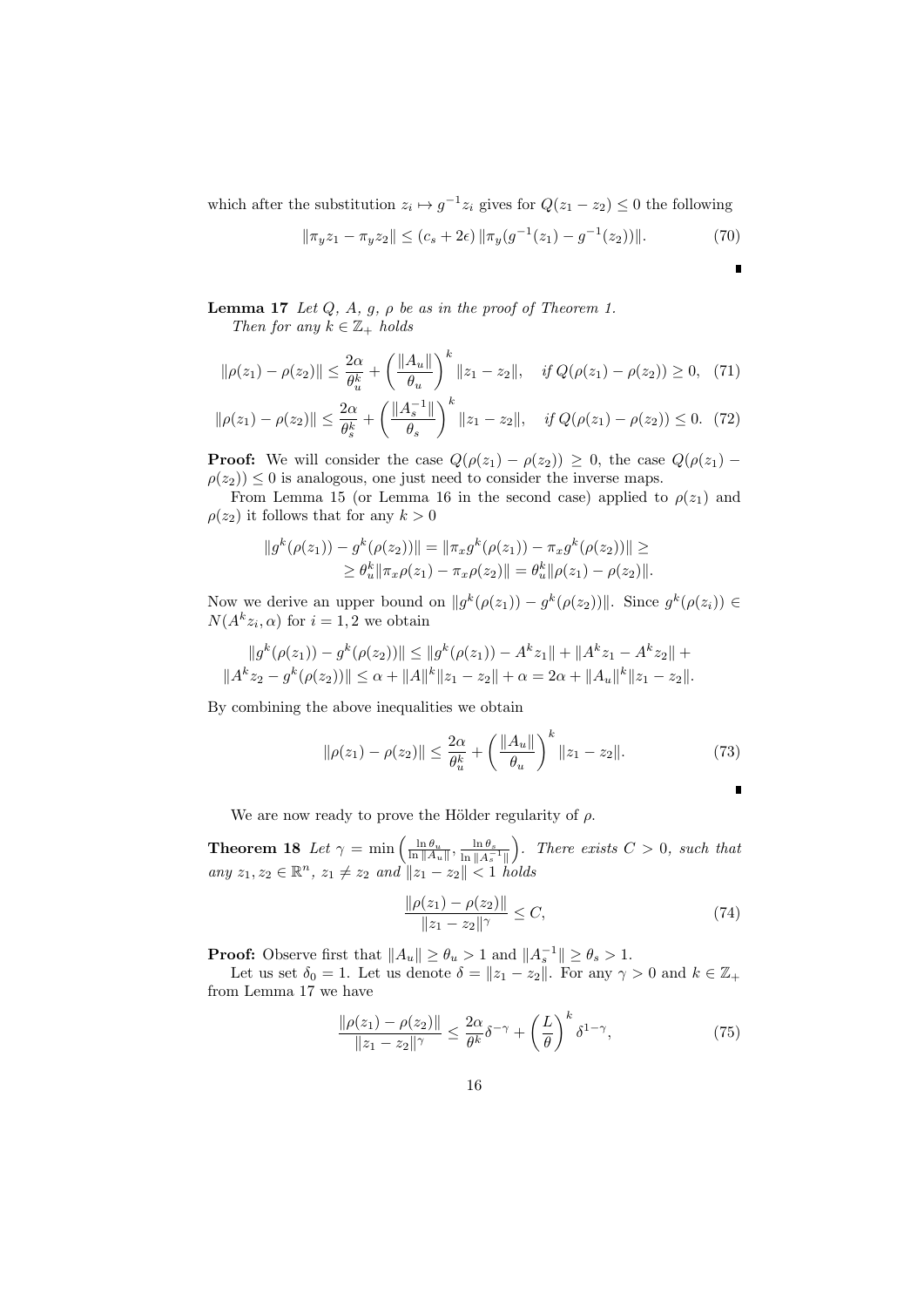which after the substitution $z_i \mapsto g^{-1} z_i$ gives for $Q(z_1 - z_2) \leq 0$ the following

$$\|\pi_y z_1 - \pi_y z_2\| \leq (c_s + 2\epsilon) \|\pi_y(g^{-1}(z_1) - g^{-1}(z_2))\|. \tag{70}$$

∎

**Lemma 17** *Let $Q$, $A$, $g$, $\rho$ be as in the proof of Theorem 1.*
*Then for any $k \in \mathbb{Z}_+$ holds*

$$\|\rho(z_1) - \rho(z_2)\| \leq \frac{2\alpha}{\theta_u^k} + \left(\frac{\|A_u\|}{\theta_u}\right)^k \|z_1 - z_2\|, \quad \text{if } Q(\rho(z_1) - \rho(z_2)) \geq 0, \tag{71}$$

$$\|\rho(z_1) - \rho(z_2)\| \leq \frac{2\alpha}{\theta_s^k} + \left(\frac{\|A_s^{-1}\|}{\theta_s}\right)^k \|z_1 - z_2\|, \quad \text{if } Q(\rho(z_1) - \rho(z_2)) \leq 0. \tag{72}$$

**Proof:** We will consider the case $Q(\rho(z_1) - \rho(z_2)) \geq 0$, the case $Q(\rho(z_1) - \rho(z_2)) \leq 0$ is analogous, one just need to consider the inverse maps.

From Lemma 15 (or Lemma 16 in the second case) applied to $\rho(z_1)$ and $\rho(z_2)$ it follows that for any $k > 0$

$$\begin{aligned}\|g^k(\rho(z_1)) - g^k(\rho(z_2))\| = \|\pi_x g^k(\rho(z_1)) - \pi_x g^k(\rho(z_2))\| \geq \\ \geq \theta_u^k \|\pi_x \rho(z_1) - \pi_x \rho(z_2)\| = \theta_u^k \|\rho(z_1) - \rho(z_2)\|.\end{aligned}$$

Now we derive an upper bound on $\|g^k(\rho(z_1)) - g^k(\rho(z_2))\|$. Since $g^k(\rho(z_i)) \in N(A^k z_i, \alpha)$ for $i = 1, 2$ we obtain

$$\begin{aligned}\|g^k(\rho(z_1)) - g^k(\rho(z_2))\| \leq \|g^k(\rho(z_1)) - A^k z_1\| + \|A^k z_1 - A^k z_2\| + \\ \|A^k z_2 - g^k(\rho(z_2))\| \leq \alpha + \|A\|^k \|z_1 - z_2\| + \alpha = 2\alpha + \|A_u\|^k \|z_1 - z_2\|.\end{aligned}$$

By combining the above inequalities we obtain

$$\|\rho(z_1) - \rho(z_2)\| \leq \frac{2\alpha}{\theta_u^k} + \left(\frac{\|A_u\|}{\theta_u}\right)^k \|z_1 - z_2\|. \tag{73}$$

∎

We are now ready to prove the Hölder regularity of $\rho$.

**Theorem 18** *Let $\gamma = \min\left(\frac{\ln \theta_u}{\ln \|A_u\|}, \frac{\ln \theta_s}{\ln \|A_s^{-1}\|}\right)$. There exists $C > 0$, such that any $z_1, z_2 \in \mathbb{R}^n$, $z_1 \neq z_2$ and $\|z_1 - z_2\| < 1$ holds*

$$\frac{\|\rho(z_1) - \rho(z_2)\|}{\|z_1 - z_2\|^\gamma} \leq C, \tag{74}$$

**Proof:** Observe first that $\|A_u\| \geq \theta_u > 1$ and $\|A_s^{-1}\| \geq \theta_s > 1$.

Let us set $\delta_0 = 1$. Let us denote $\delta = \|z_1 - z_2\|$. For any $\gamma > 0$ and $k \in \mathbb{Z}_+$ from Lemma 17 we have

$$\frac{\|\rho(z_1) - \rho(z_2)\|}{\|z_1 - z_2\|^\gamma} \leq \frac{2\alpha}{\theta^k} \delta^{-\gamma} + \left(\frac{L}{\theta}\right)^k \delta^{1-\gamma}, \tag{75}$$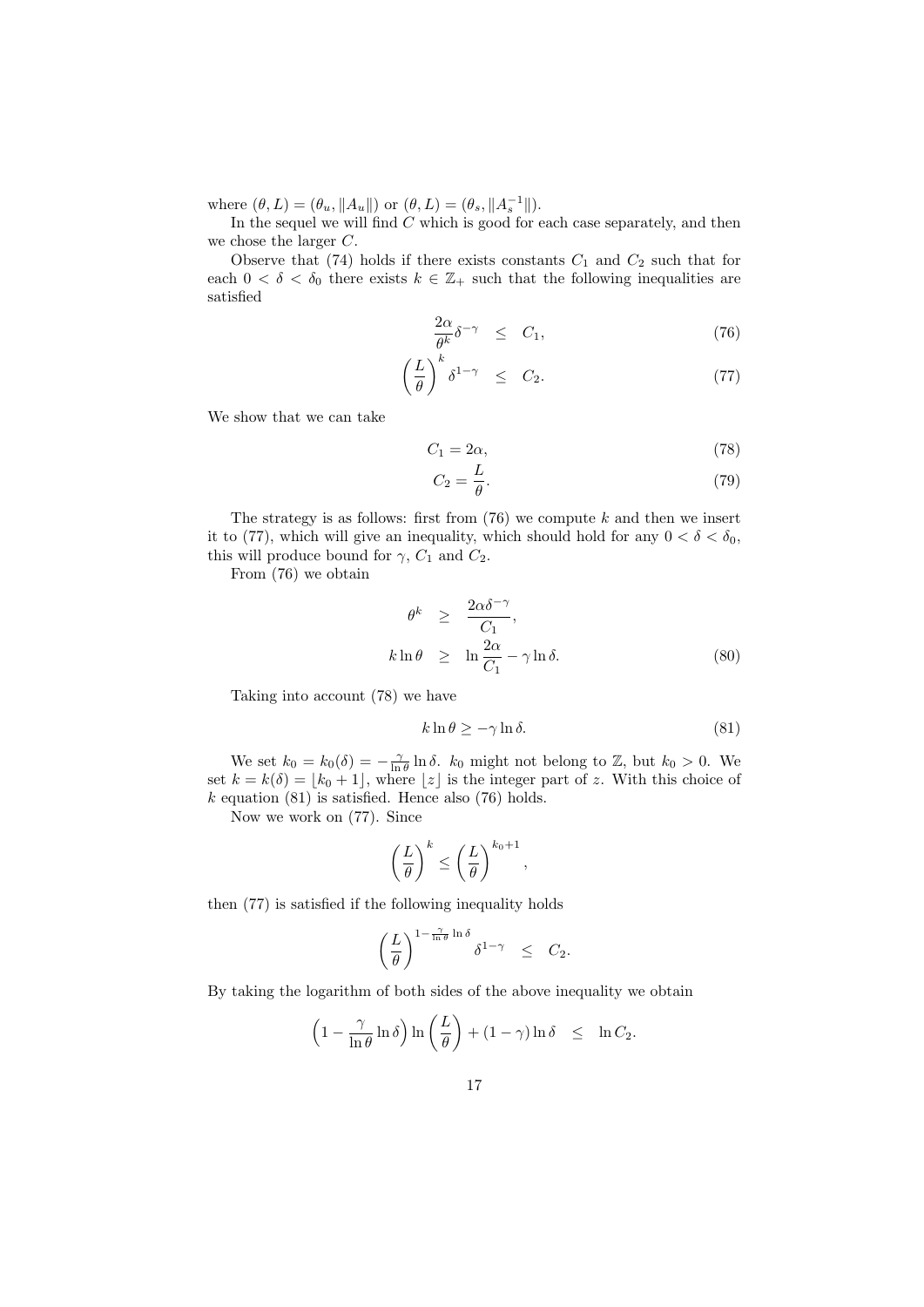where $(\theta, L) = (\theta_u, \|A_u\|)$ or $(\theta, L) = (\theta_s, \|A_s^{-1}\|)$.

In the sequel we will find $C$ which is good for each case separately, and then we chose the larger $C$.

Observe that (74) holds if there exists constants $C_1$ and $C_2$ such that for each $0 < \delta < \delta_0$ there exists $k \in \mathbb{Z}_+$ such that the following inequalities are satisfied

$$
\frac{2\alpha}{\theta^k}\delta^{-\gamma} \leq C_1, \tag{76}
$$

$$
\left(\frac{L}{\theta}\right)^k \delta^{1-\gamma} \leq C_2. \tag{77}
$$

We show that we can take

$$
C_1 = 2\alpha, \tag{78}
$$

$$
C_2 = \frac{L}{\theta}. \tag{79}
$$

The strategy is as follows: first from (76) we compute $k$ and then we insert it to (77), which will give an inequality, which should hold for any $0 < \delta < \delta_0$, this will produce bound for $\gamma$, $C_1$ and $C_2$.

From (76) we obtain

$$
\begin{aligned}
\theta^k &\geq \frac{2\alpha\delta^{-\gamma}}{C_1}, \\
k\ln\theta &\geq \ln\frac{2\alpha}{C_1} - \gamma\ln\delta.
\end{aligned} \tag{80}
$$

Taking into account (78) we have

$$
k\ln\theta \geq -\gamma\ln\delta. \tag{81}
$$

We set $k_0 = k_0(\delta) = -\frac{\gamma}{\ln\theta}\ln\delta$. $k_0$ might not belong to $\mathbb{Z}$, but $k_0 > 0$. We set $k = k(\delta) = \lfloor k_0 + 1 \rfloor$, where $\lfloor z \rfloor$ is the integer part of $z$. With this choice of $k$ equation (81) is satisfied. Hence also (76) holds.

Now we work on (77). Since

$$
\left(\frac{L}{\theta}\right)^k \leq \left(\frac{L}{\theta}\right)^{k_0+1},
$$

then (77) is satisfied if the following inequality holds

$$
\left(\frac{L}{\theta}\right)^{1-\frac{\gamma}{\ln\theta}\ln\delta} \delta^{1-\gamma} \leq C_2.
$$

By taking the logarithm of both sides of the above inequality we obtain

$$
\left(1 - \frac{\gamma}{\ln\theta}\ln\delta\right)\ln\left(\frac{L}{\theta}\right) + (1-\gamma)\ln\delta \leq \ln C_2.
$$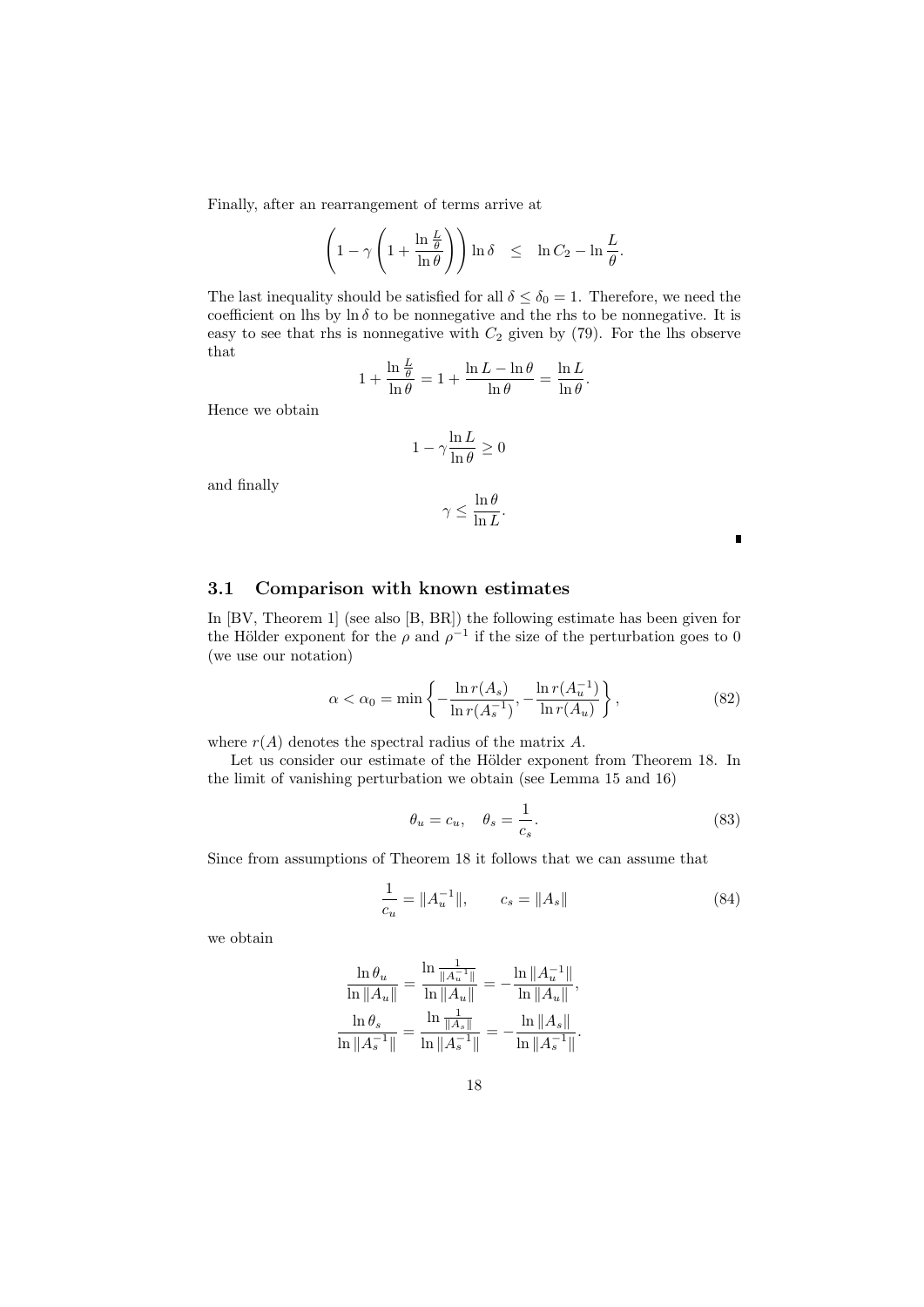Finally, after an rearrangement of terms arrive at

$$\left(1 - \gamma\left(1 + \frac{\ln\frac{L}{\theta}}{\ln\theta}\right)\right)\ln\delta \quad \leq \quad \ln C_2 - \ln\frac{L}{\theta}.$$

The last inequality should be satisfied for all $\delta \leq \delta_0 = 1$. Therefore, we need the coefficient on lhs by $\ln\delta$ to be nonnegative and the rhs to be nonnegative. It is easy to see that rhs is nonnegative with $C_2$ given by (79). For the lhs observe that

$$1 + \frac{\ln\frac{L}{\theta}}{\ln\theta} = 1 + \frac{\ln L - \ln\theta}{\ln\theta} = \frac{\ln L}{\ln\theta}.$$

Hence we obtain

$$1 - \gamma\frac{\ln L}{\ln\theta} \geq 0$$

and finally

$$\gamma \leq \frac{\ln\theta}{\ln L}.$$

∎

## 3.1 Comparison with known estimates

In [BV, Theorem 1] (see also [B, BR]) the following estimate has been given for the Hölder exponent for the $\rho$ and $\rho^{-1}$ if the size of the perturbation goes to 0 (we use our notation)

$$\alpha < \alpha_0 = \min\left\{-\frac{\ln r(A_s)}{\ln r(A_s^{-1})}, -\frac{\ln r(A_u^{-1})}{\ln r(A_u)}\right\}, \tag{82}$$

where $r(A)$ denotes the spectral radius of the matrix $A$.

Let us consider our estimate of the Hölder exponent from Theorem 18. In the limit of vanishing perturbation we obtain (see Lemma 15 and 16)

$$\theta_u = c_u, \quad \theta_s = \frac{1}{c_s}. \tag{83}$$

Since from assumptions of Theorem 18 it follows that we can assume that

$$\frac{1}{c_u} = \|A_u^{-1}\|, \qquad c_s = \|A_s\| \tag{84}$$

we obtain

$$\frac{\ln\theta_u}{\ln\|A_u\|} = \frac{\ln\frac{1}{\|A_u^{-1}\|}}{\ln\|A_u\|} = -\frac{\ln\|A_u^{-1}\|}{\ln\|A_u\|},$$

$$\frac{\ln\theta_s}{\ln\|A_s^{-1}\|} = \frac{\ln\frac{1}{\|A_s\|}}{\ln\|A_s^{-1}\|} = -\frac{\ln\|A_s\|}{\ln\|A_s^{-1}\|}.$$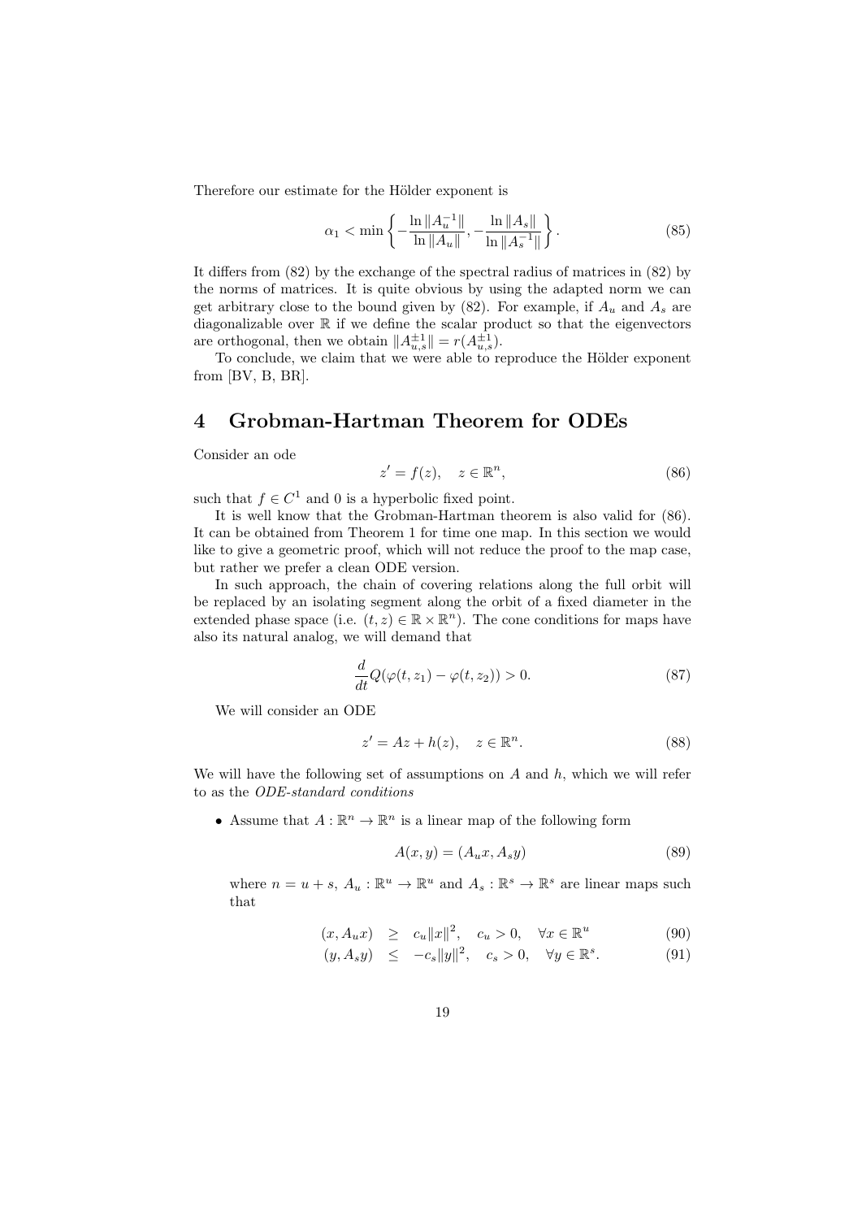Therefore our estimate for the Hölder exponent is

$$\alpha_1 < \min\left\{ -\frac{\ln \|A_u^{-1}\|}{\ln \|A_u\|}, -\frac{\ln \|A_s\|}{\ln \|A_s^{-1}\|} \right\}. \tag{85}$$

It differs from (82) by the exchange of the spectral radius of matrices in (82) by the norms of matrices. It is quite obvious by using the adapted norm we can get arbitrary close to the bound given by (82). For example, if $A_u$ and $A_s$ are diagonalizable over $\mathbb{R}$ if we define the scalar product so that the eigenvectors are orthogonal, then we obtain $\|A_{u,s}^{\pm 1}\| = r(A_{u,s}^{\pm 1})$.

To conclude, we claim that we were able to reproduce the Hölder exponent from [BV, B, BR].

# 4 Grobman-Hartman Theorem for ODEs

Consider an ode

$$z' = f(z), \quad z \in \mathbb{R}^n, \tag{86}$$

such that $f \in C^1$ and 0 is a hyperbolic fixed point.

It is well know that the Grobman-Hartman theorem is also valid for (86). It can be obtained from Theorem 1 for time one map. In this section we would like to give a geometric proof, which will not reduce the proof to the map case, but rather we prefer a clean ODE version.

In such approach, the chain of covering relations along the full orbit will be replaced by an isolating segment along the orbit of a fixed diameter in the extended phase space (i.e. $(t, z) \in \mathbb{R} \times \mathbb{R}^n$). The cone conditions for maps have also its natural analog, we will demand that

$$\frac{d}{dt} Q(\varphi(t, z_1) - \varphi(t, z_2)) > 0. \tag{87}$$

We will consider an ODE

$$z' = Az + h(z), \quad z \in \mathbb{R}^n. \tag{88}$$

We will have the following set of assumptions on $A$ and $h$, which we will refer to as the *ODE-standard conditions*

- Assume that $A : \mathbb{R}^n \to \mathbb{R}^n$ is a linear map of the following form

$$A(x, y) = (A_u x, A_s y) \tag{89}$$

where $n = u + s$, $A_u : \mathbb{R}^u \to \mathbb{R}^u$ and $A_s : \mathbb{R}^s \to \mathbb{R}^s$ are linear maps such that

$$(x, A_u x) \geq c_u \|x\|^2, \quad c_u > 0, \quad \forall x \in \mathbb{R}^u \tag{90}$$

$$(y, A_s y) \leq -c_s \|y\|^2, \quad c_s > 0, \quad \forall y \in \mathbb{R}^s. \tag{91}$$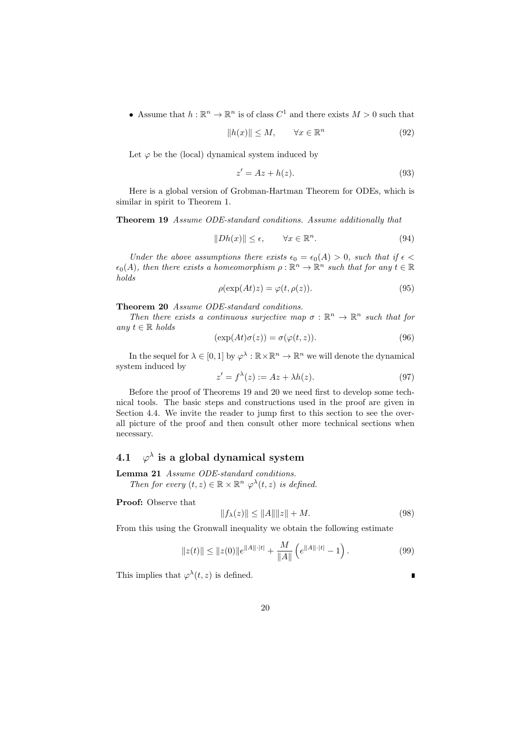- Assume that $h : \mathbb{R}^n \to \mathbb{R}^n$ is of class $C^1$ and there exists $M > 0$ such that

$$\|h(x)\| \leq M, \qquad \forall x \in \mathbb{R}^n \tag{92}$$

Let $\varphi$ be the (local) dynamical system induced by

$$z' = Az + h(z). \tag{93}$$

Here is a global version of Grobman-Hartman Theorem for ODEs, which is similar in spirit to Theorem 1.

**Theorem 19** *Assume ODE-standard conditions. Assume additionally that*

$$\|Dh(x)\| \leq \epsilon, \qquad \forall x \in \mathbb{R}^n. \tag{94}$$

*Under the above assumptions there exists $\epsilon_0 = \epsilon_0(A) > 0$, such that if $\epsilon < \epsilon_0(A)$, then there exists a homeomorphism $\rho : \mathbb{R}^n \to \mathbb{R}^n$ such that for any $t \in \mathbb{R}$ holds*

$$\rho(\exp(At)z) = \varphi(t, \rho(z)). \tag{95}$$

**Theorem 20** *Assume ODE-standard conditions.*

*Then there exists a continuous surjective map $\sigma : \mathbb{R}^n \to \mathbb{R}^n$ such that for any $t \in \mathbb{R}$ holds*

$$(\exp(At)\sigma(z)) = \sigma(\varphi(t, z)). \tag{96}$$

In the sequel for $\lambda \in [0, 1]$ by $\varphi^\lambda : \mathbb{R} \times \mathbb{R}^n \to \mathbb{R}^n$ we will denote the dynamical system induced by

$$z' = f^\lambda(z) := Az + \lambda h(z). \tag{97}$$

Before the proof of Theorems 19 and 20 we need first to develop some technical tools. The basic steps and constructions used in the proof are given in Section 4.4. We invite the reader to jump first to this section to see the overall picture of the proof and then consult other more technical sections when necessary.

## 4.1 $\varphi^\lambda$ is a global dynamical system

**Lemma 21** *Assume ODE-standard conditions.*

*Then for every $(t, z) \in \mathbb{R} \times \mathbb{R}^n$ $\varphi^\lambda(t, z)$ is defined.*

**Proof:** Observe that

$$\|f_\lambda(z)\| \leq \|A\|\|z\| + M. \tag{98}$$

From this using the Gronwall inequality we obtain the following estimate

$$\|z(t)\| \leq \|z(0)\| e^{\|A\| \cdot |t|} + \frac{M}{\|A\|} \left( e^{\|A\| \cdot |t|} - 1 \right). \tag{99}$$

This implies that $\varphi^\lambda(t, z)$ is defined. ∎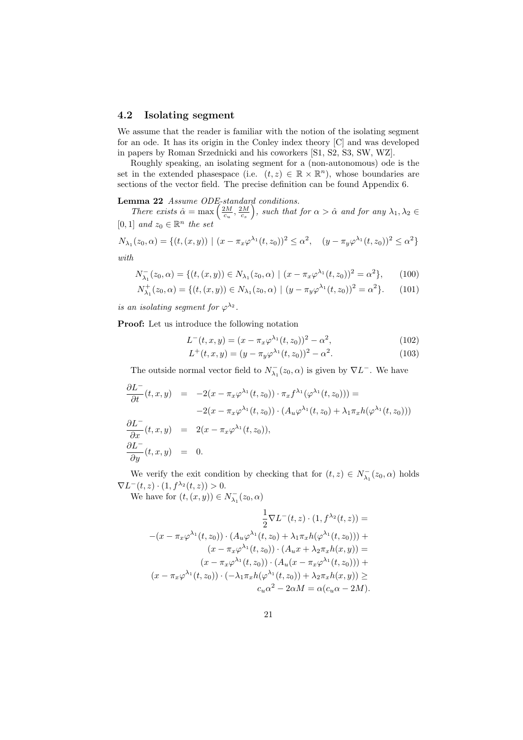### 4.2 Isolating segment

We assume that the reader is familiar with the notion of the isolating segment for an ode. It has its origin in the Conley index theory [C] and was developed in papers by Roman Srzednicki and his coworkers [S1, S2, S3, SW, WZ].

Roughly speaking, an isolating segment for a (non-autonomous) ode is the set in the extended phasespace (i.e. $(t,z) \in \mathbb{R} \times \mathbb{R}^n$), whose boundaries are sections of the vector field. The precise definition can be found Appendix 6.

**Lemma 22** *Assume ODE-standard conditions.*

*There exists $\hat{\alpha} = \max\left(\frac{2M}{c_u}, \frac{2M}{c_s}\right)$, such that for $\alpha > \hat{\alpha}$ and for any $\lambda_1, \lambda_2 \in [0,1]$ and $z_0 \in \mathbb{R}^n$ the set*

$$N_{\lambda_1}(z_0,\alpha) = \{(t,(x,y)) \mid (x - \pi_x \varphi^{\lambda_1}(t,z_0))^2 \leq \alpha^2, \quad (y - \pi_y \varphi^{\lambda_1}(t,z_0))^2 \leq \alpha^2\}$$

*with*

$$N^-_{\lambda_1}(z_0,\alpha) = \{(t,(x,y)) \in N_{\lambda_1}(z_0,\alpha) \mid (x - \pi_x \varphi^{\lambda_1}(t,z_0))^2 = \alpha^2\}, \qquad (100)$$

$$N^+_{\lambda_1}(z_0,\alpha) = \{(t,(x,y)) \in N_{\lambda_1}(z_0,\alpha) \mid (y - \pi_y \varphi^{\lambda_1}(t,z_0))^2 = \alpha^2\}. \qquad (101)$$

*is an isolating segment for $\varphi^{\lambda_2}$.*

**Proof:** Let us introduce the following notation

$$L^-(t,x,y) = (x - \pi_x \varphi^{\lambda_1}(t,z_0))^2 - \alpha^2, \qquad (102)$$

$$L^+(t,x,y) = (y - \pi_y \varphi^{\lambda_1}(t,z_0))^2 - \alpha^2. \qquad (103)$$

The outside normal vector field to $N^-_{\lambda_1}(z_0,\alpha)$ is given by $\nabla L^-$. We have

$$\begin{aligned}
\frac{\partial L^-}{\partial t}(t,x,y) &= -2(x - \pi_x \varphi^{\lambda_1}(t,z_0)) \cdot \pi_x f^{\lambda_1}(\varphi^{\lambda_1}(t,z_0))) = \\
&\qquad -2(x - \pi_x \varphi^{\lambda_1}(t,z_0)) \cdot (A_u \varphi^{\lambda_1}(t,z_0) + \lambda_1 \pi_x h(\varphi^{\lambda_1}(t,z_0))) \\
\frac{\partial L^-}{\partial x}(t,x,y) &= 2(x - \pi_x \varphi^{\lambda_1}(t,z_0)), \\
\frac{\partial L^-}{\partial y}(t,x,y) &= 0.
\end{aligned}$$

We verify the exit condition by checking that for $(t,z) \in N^-_{\lambda_1}(z_0,\alpha)$ holds $\nabla L^-(t,z) \cdot (1, f^{\lambda_2}(t,z)) > 0$.

We have for $(t,(x,y)) \in N^-_{\lambda_1}(z_0,\alpha)$

$$\begin{aligned}
&\frac{1}{2} \nabla L^-(t,z) \cdot (1, f^{\lambda_2}(t,z)) = \\
&-(x - \pi_x \varphi^{\lambda_1}(t,z_0)) \cdot (A_u \varphi^{\lambda_1}(t,z_0) + \lambda_1 \pi_x h(\varphi^{\lambda_1}(t,z_0))) + \\
&(x - \pi_x \varphi^{\lambda_1}(t,z_0)) \cdot (A_u x + \lambda_2 \pi_x h(x,y)) = \\
&(x - \pi_x \varphi^{\lambda_1}(t,z_0)) \cdot (A_u (x - \pi_x \varphi^{\lambda_1}(t,z_0))) + \\
&(x - \pi_x \varphi^{\lambda_1}(t,z_0)) \cdot (-\lambda_1 \pi_x h(\varphi^{\lambda_1}(t,z_0)) + \lambda_2 \pi_x h(x,y)) \geq \\
&c_u \alpha^2 - 2\alpha M = \alpha(c_u \alpha - 2M).
\end{aligned}$$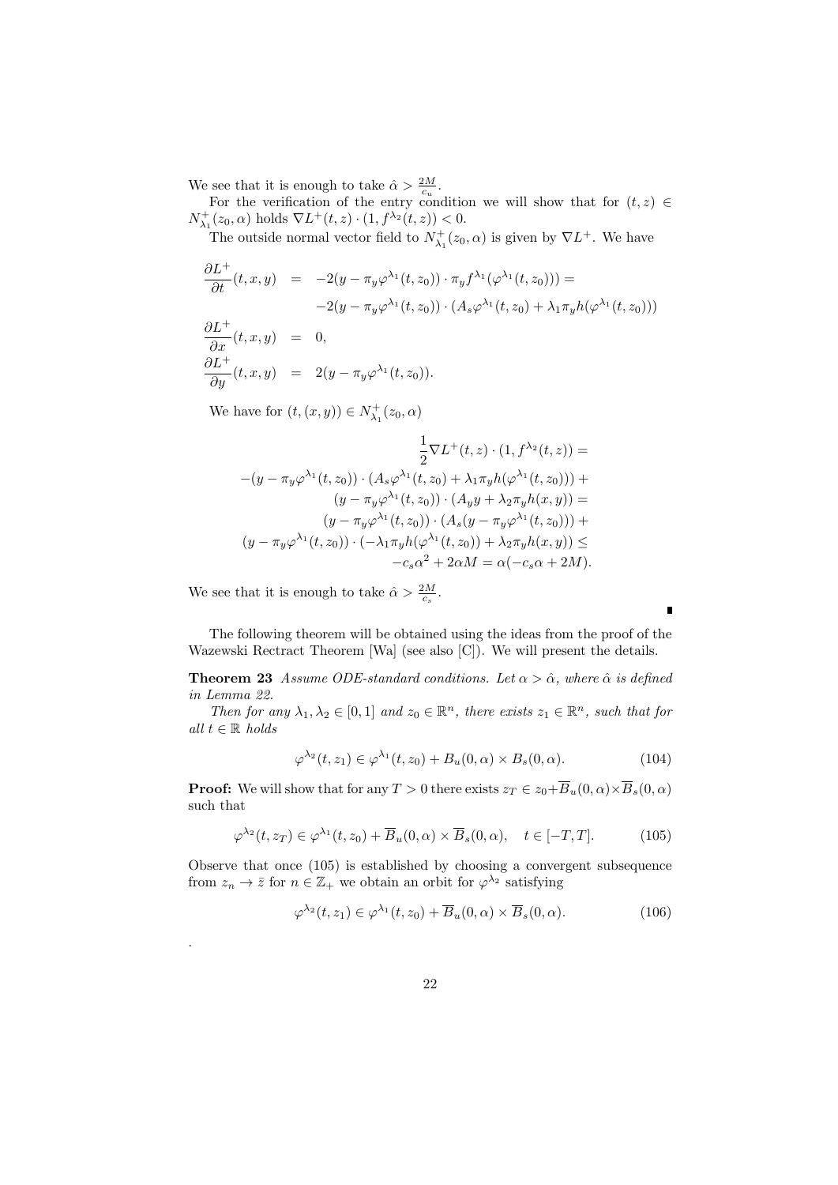We see that it is enough to take $\hat{\alpha} > \frac{2M}{c_u}$.

For the verification of the entry condition we will show that for $(t,z) \in N^+_{\lambda_1}(z_0,\alpha)$ holds $\nabla L^+(t,z) \cdot (1, f^{\lambda_2}(t,z)) < 0$.

The outside normal vector field to $N^+_{\lambda_1}(z_0,\alpha)$ is given by $\nabla L^+$. We have

$$
\begin{aligned}
\frac{\partial L^+}{\partial t}(t,x,y) &= -2(y - \pi_y \varphi^{\lambda_1}(t,z_0)) \cdot \pi_y f^{\lambda_1}(\varphi^{\lambda_1}(t,z_0))) = \\
& \quad -2(y - \pi_y \varphi^{\lambda_1}(t,z_0)) \cdot (A_s \varphi^{\lambda_1}(t,z_0) + \lambda_1 \pi_y h(\varphi^{\lambda_1}(t,z_0))) \\
\frac{\partial L^+}{\partial x}(t,x,y) &= 0, \\
\frac{\partial L^+}{\partial y}(t,x,y) &= 2(y - \pi_y \varphi^{\lambda_1}(t,z_0)).
\end{aligned}
$$

We have for $(t,(x,y)) \in N^+_{\lambda_1}(z_0,\alpha)$

$$
\begin{aligned}
\frac{1}{2}\nabla L^+(t,z) \cdot (1, f^{\lambda_2}(t,z)) &= \\
-(y - \pi_y \varphi^{\lambda_1}(t,z_0)) \cdot (A_s \varphi^{\lambda_1}(t,z_0) + \lambda_1 \pi_y h(\varphi^{\lambda_1}(t,z_0))) &+ \\
(y - \pi_y \varphi^{\lambda_1}(t,z_0)) \cdot (A_y y + \lambda_2 \pi_y h(x,y)) &= \\
(y - \pi_y \varphi^{\lambda_1}(t,z_0)) \cdot (A_s(y - \pi_y \varphi^{\lambda_1}(t,z_0))) &+ \\
(y - \pi_y \varphi^{\lambda_1}(t,z_0)) \cdot (-\lambda_1 \pi_y h(\varphi^{\lambda_1}(t,z_0)) + \lambda_2 \pi_y h(x,y)) &\leq \\
-c_s \alpha^2 + 2\alpha M = \alpha(-c_s \alpha + 2M). &
\end{aligned}
$$

We see that it is enough to take $\hat{\alpha} > \frac{2M}{c_s}$.

■

The following theorem will be obtained using the ideas from the proof of the Wazewski Rectract Theorem [Wa] (see also [C]). We will present the details.

**Theorem 23** *Assume ODE-standard conditions. Let $\alpha > \hat{\alpha}$, where $\hat{\alpha}$ is defined in Lemma 22.*

*Then for any $\lambda_1, \lambda_2 \in [0,1]$ and $z_0 \in \mathbb{R}^n$, there exists $z_1 \in \mathbb{R}^n$, such that for all $t \in \mathbb{R}$ holds*

$$
\varphi^{\lambda_2}(t,z_1) \in \varphi^{\lambda_1}(t,z_0) + B_u(0,\alpha) \times B_s(0,\alpha). \tag{104}
$$

**Proof:** We will show that for any $T > 0$ there exists $z_T \in z_0 + \overline{B}_u(0,\alpha) \times \overline{B}_s(0,\alpha)$ such that

$$
\varphi^{\lambda_2}(t,z_T) \in \varphi^{\lambda_1}(t,z_0) + \overline{B}_u(0,\alpha) \times \overline{B}_s(0,\alpha), \quad t \in [-T,T]. \tag{105}
$$

Observe that once (105) is established by choosing a convergent subsequence from $z_n \to \bar{z}$ for $n \in \mathbb{Z}_+$ we obtain an orbit for $\varphi^{\lambda_2}$ satisfying

$$
\varphi^{\lambda_2}(t,z_1) \in \varphi^{\lambda_1}(t,z_0) + \overline{B}_u(0,\alpha) \times \overline{B}_s(0,\alpha). \tag{106}
$$

.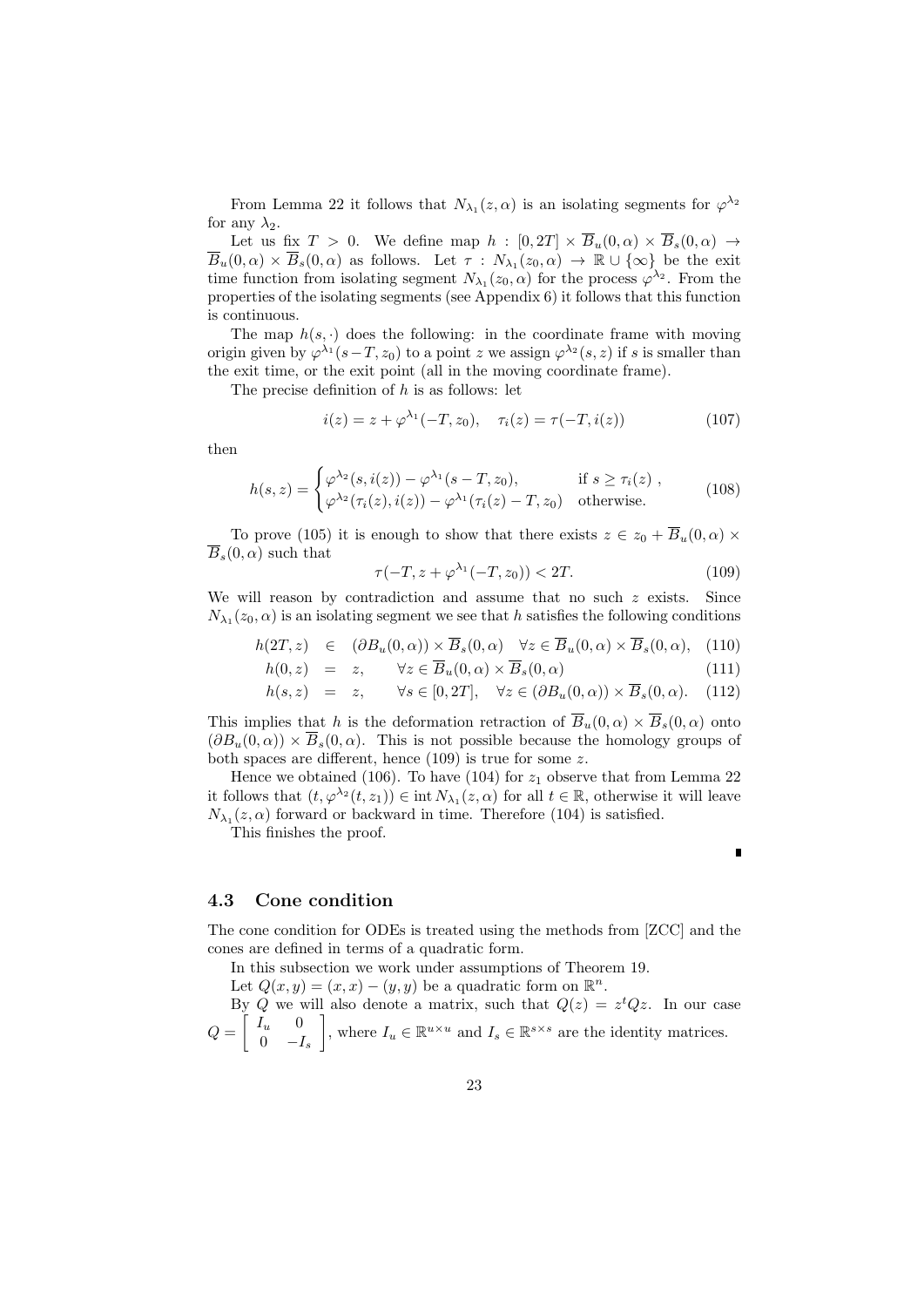From Lemma 22 it follows that $N_{\lambda_1}(z,\alpha)$ is an isolating segments for $\varphi^{\lambda_2}$ for any $\lambda_2$.

Let us fix $T > 0$. We define map $h : [0,2T] \times \overline{B}_u(0,\alpha) \times \overline{B}_s(0,\alpha) \to \overline{B}_u(0,\alpha) \times \overline{B}_s(0,\alpha)$ as follows. Let $\tau : N_{\lambda_1}(z_0,\alpha) \to \mathbb{R} \cup \{\infty\}$ be the exit time function from isolating segment $N_{\lambda_1}(z_0,\alpha)$ for the process $\varphi^{\lambda_2}$. From the properties of the isolating segments (see Appendix 6) it follows that this function is continuous.

The map $h(s,\cdot)$ does the following: in the coordinate frame with moving origin given by $\varphi^{\lambda_1}(s-T,z_0)$ to a point $z$ we assign $\varphi^{\lambda_2}(s,z)$ if $s$ is smaller than the exit time, or the exit point (all in the moving coordinate frame).

The precise definition of $h$ is as follows: let

$$i(z) = z + \varphi^{\lambda_1}(-T,z_0), \quad \tau_i(z) = \tau(-T,i(z)) \tag{107}$$

then

$$h(s,z) = \begin{cases} \varphi^{\lambda_2}(s,i(z)) - \varphi^{\lambda_1}(s-T,z_0), & \text{if } s \geq \tau_i(z)\ , \\ \varphi^{\lambda_2}(\tau_i(z),i(z)) - \varphi^{\lambda_1}(\tau_i(z)-T,z_0) & \text{otherwise.} \end{cases} \tag{108}$$

To prove (105) it is enough to show that there exists $z \in z_0 + \overline{B}_u(0,\alpha) \times \overline{B}_s(0,\alpha)$ such that

$$\tau(-T, z + \varphi^{\lambda_1}(-T,z_0)) < 2T. \tag{109}$$

We will reason by contradiction and assume that no such $z$ exists. Since $N_{\lambda_1}(z_0,\alpha)$ is an isolating segment we see that $h$ satisfies the following conditions

$$\begin{aligned} h(2T,z) &\in (\partial B_u(0,\alpha)) \times \overline{B}_s(0,\alpha) \quad \forall z \in \overline{B}_u(0,\alpha) \times \overline{B}_s(0,\alpha), && (110) \\ h(0,z) &= z, \qquad \forall z \in \overline{B}_u(0,\alpha) \times \overline{B}_s(0,\alpha) && (111) \\ h(s,z) &= z, \qquad \forall s \in [0,2T], \quad \forall z \in (\partial B_u(0,\alpha)) \times \overline{B}_s(0,\alpha). && (112) \end{aligned}$$

This implies that $h$ is the deformation retraction of $\overline{B}_u(0,\alpha) \times \overline{B}_s(0,\alpha)$ onto $(\partial B_u(0,\alpha)) \times \overline{B}_s(0,\alpha)$. This is not possible because the homology groups of both spaces are different, hence (109) is true for some $z$.

Hence we obtained (106). To have (104) for $z_1$ observe that from Lemma 22 it follows that $(t, \varphi^{\lambda_2}(t,z_1)) \in \operatorname{int} N_{\lambda_1}(z,\alpha)$ for all $t \in \mathbb{R}$, otherwise it will leave $N_{\lambda_1}(z,\alpha)$ forward or backward in time. Therefore (104) is satisfied.

This finishes the proof.

∎

### 4.3 Cone condition

The cone condition for ODEs is treated using the methods from [ZCC] and the cones are defined in terms of a quadratic form.

In this subsection we work under assumptions of Theorem 19.

Let $Q(x,y) = (x,x) - (y,y)$ be a quadratic form on $\mathbb{R}^n$.

By $Q$ we will also denote a matrix, such that $Q(z) = z^tQz$. In our case $Q = \begin{bmatrix} I_u & 0 \\ 0 & -I_s \end{bmatrix}$, where $I_u \in \mathbb{R}^{u\times u}$ and $I_s \in \mathbb{R}^{s\times s}$ are the identity matrices.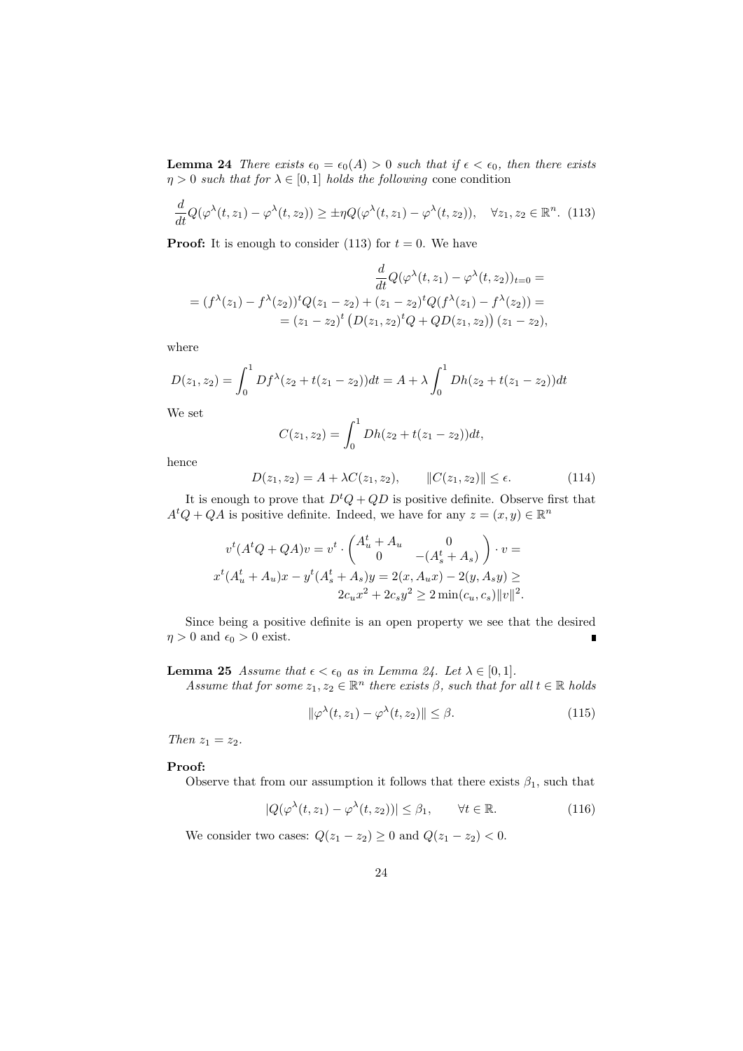**Lemma 24** *There exists $\epsilon_0 = \epsilon_0(A) > 0$ such that if $\epsilon < \epsilon_0$, then there exists $\eta > 0$ such that for $\lambda \in [0, 1]$ holds the following* cone condition

$$\frac{d}{dt} Q(\varphi^\lambda(t, z_1) - \varphi^\lambda(t, z_2)) \geq \pm \eta Q(\varphi^\lambda(t, z_1) - \varphi^\lambda(t, z_2)), \quad \forall z_1, z_2 \in \mathbb{R}^n. \tag{113}$$

**Proof:** It is enough to consider (113) for $t = 0$. We have

$$\frac{d}{dt} Q(\varphi^\lambda(t, z_1) - \varphi^\lambda(t, z_2))_{t=0} =$$
$$= (f^\lambda(z_1) - f^\lambda(z_2))^t Q(z_1 - z_2) + (z_1 - z_2)^t Q(f^\lambda(z_1) - f^\lambda(z_2)) =$$
$$= (z_1 - z_2)^t \left( D(z_1, z_2)^t Q + Q D(z_1, z_2) \right) (z_1 - z_2),$$

where

$$D(z_1, z_2) = \int_0^1 Df^\lambda(z_2 + t(z_1 - z_2)) dt = A + \lambda \int_0^1 Dh(z_2 + t(z_1 - z_2)) dt$$

We set

$$C(z_1, z_2) = \int_0^1 Dh(z_2 + t(z_1 - z_2)) dt,$$

hence

$$D(z_1, z_2) = A + \lambda C(z_1, z_2), \qquad \|C(z_1, z_2)\| \leq \epsilon. \tag{114}$$

It is enough to prove that $D^t Q + QD$ is positive definite. Observe first that $A^t Q + QA$ is positive definite. Indeed, we have for any $z = (x, y) \in \mathbb{R}^n$

$$v^t (A^t Q + QA) v = v^t \cdot \begin{pmatrix} A_u^t + A_u & 0 \\ 0 & -(A_s^t + A_s) \end{pmatrix} \cdot v =$$
$$x^t (A_u^t + A_u) x - y^t (A_s^t + A_s) y = 2(x, A_u x) - 2(y, A_s y) \geq$$
$$2 c_u x^2 + 2 c_s y^2 \geq 2 \min(c_u, c_s) \|v\|^2.$$

Since being a positive definite is an open property we see that the desired $\eta > 0$ and $\epsilon_0 > 0$ exist. ∎

**Lemma 25** *Assume that $\epsilon < \epsilon_0$ as in Lemma 24. Let $\lambda \in [0, 1]$.*
*Assume that for some $z_1, z_2 \in \mathbb{R}^n$ there exists $\beta$, such that for all $t \in \mathbb{R}$ holds*

$$\|\varphi^\lambda(t, z_1) - \varphi^\lambda(t, z_2)\| \leq \beta. \tag{115}$$

*Then $z_1 = z_2$.*

**Proof:**
Observe that from our assumption it follows that there exists $\beta_1$, such that

$$|Q(\varphi^\lambda(t, z_1) - \varphi^\lambda(t, z_2))| \leq \beta_1, \qquad \forall t \in \mathbb{R}. \tag{116}$$

We consider two cases: $Q(z_1 - z_2) \geq 0$ and $Q(z_1 - z_2) < 0$.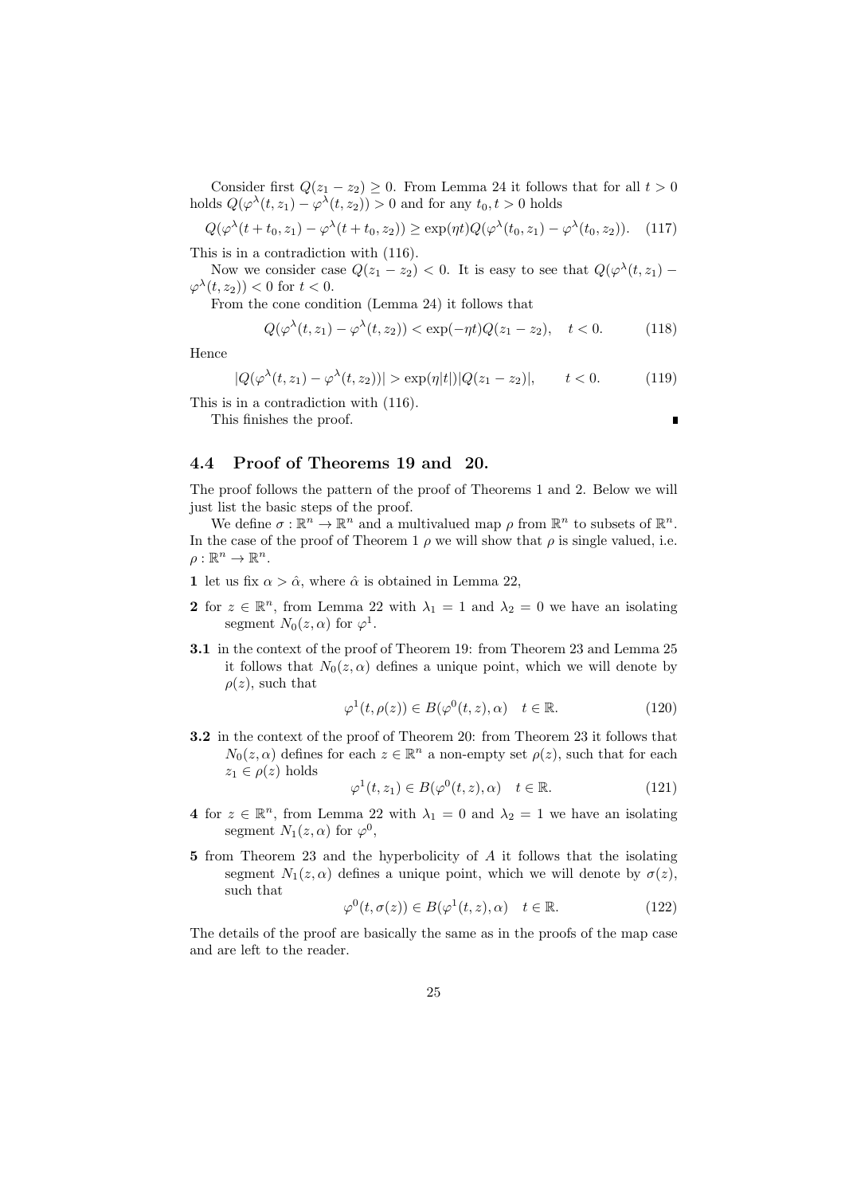Consider first $Q(z_1 - z_2) \geq 0$. From Lemma 24 it follows that for all $t > 0$ holds $Q(\varphi^\lambda(t, z_1) - \varphi^\lambda(t, z_2)) > 0$ and for any $t_0, t > 0$ holds

$$Q(\varphi^\lambda(t + t_0, z_1) - \varphi^\lambda(t + t_0, z_2)) \geq \exp(\eta t) Q(\varphi^\lambda(t_0, z_1) - \varphi^\lambda(t_0, z_2)). \quad (117)$$

This is in a contradiction with (116).

Now we consider case $Q(z_1 - z_2) < 0$. It is easy to see that $Q(\varphi^\lambda(t, z_1) - \varphi^\lambda(t, z_2)) < 0$ for $t < 0$.

From the cone condition (Lemma 24) it follows that

$$Q(\varphi^\lambda(t, z_1) - \varphi^\lambda(t, z_2)) < \exp(-\eta t) Q(z_1 - z_2), \quad t < 0. \quad (118)$$

Hence

$$|Q(\varphi^\lambda(t, z_1) - \varphi^\lambda(t, z_2))| > \exp(\eta |t|) |Q(z_1 - z_2)|, \qquad t < 0. \quad (119)$$

This is in a contradiction with (116).

This finishes the proof. ∎

### 4.4 Proof of Theorems 19 and 20.

The proof follows the pattern of the proof of Theorems 1 and 2. Below we will just list the basic steps of the proof.

We define $\sigma : \mathbb{R}^n \to \mathbb{R}^n$ and a multivalued map $\rho$ from $\mathbb{R}^n$ to subsets of $\mathbb{R}^n$. In the case of the proof of Theorem 1 $\rho$ we will show that $\rho$ is single valued, i.e. $\rho : \mathbb{R}^n \to \mathbb{R}^n$.

**1** let us fix $\alpha > \hat{\alpha}$, where $\hat{\alpha}$ is obtained in Lemma 22,

**2** for $z \in \mathbb{R}^n$, from Lemma 22 with $\lambda_1 = 1$ and $\lambda_2 = 0$ we have an isolating segment $N_0(z, \alpha)$ for $\varphi^1$.

**3.1** in the context of the proof of Theorem 19: from Theorem 23 and Lemma 25 it follows that $N_0(z, \alpha)$ defines a unique point, which we will denote by $\rho(z)$, such that

$$\varphi^1(t, \rho(z)) \in B(\varphi^0(t, z), \alpha) \quad t \in \mathbb{R}. \quad (120)$$

**3.2** in the context of the proof of Theorem 20: from Theorem 23 it follows that $N_0(z, \alpha)$ defines for each $z \in \mathbb{R}^n$ a non-empty set $\rho(z)$, such that for each $z_1 \in \rho(z)$ holds

$$\varphi^1(t, z_1) \in B(\varphi^0(t, z), \alpha) \quad t \in \mathbb{R}. \quad (121)$$

**4** for $z \in \mathbb{R}^n$, from Lemma 22 with $\lambda_1 = 0$ and $\lambda_2 = 1$ we have an isolating segment $N_1(z, \alpha)$ for $\varphi^0$,

**5** from Theorem 23 and the hyperbolicity of $A$ it follows that the isolating segment $N_1(z, \alpha)$ defines a unique point, which we will denote by $\sigma(z)$, such that

$$\varphi^0(t, \sigma(z)) \in B(\varphi^1(t, z), \alpha) \quad t \in \mathbb{R}. \quad (122)$$

The details of the proof are basically the same as in the proofs of the map case and are left to the reader.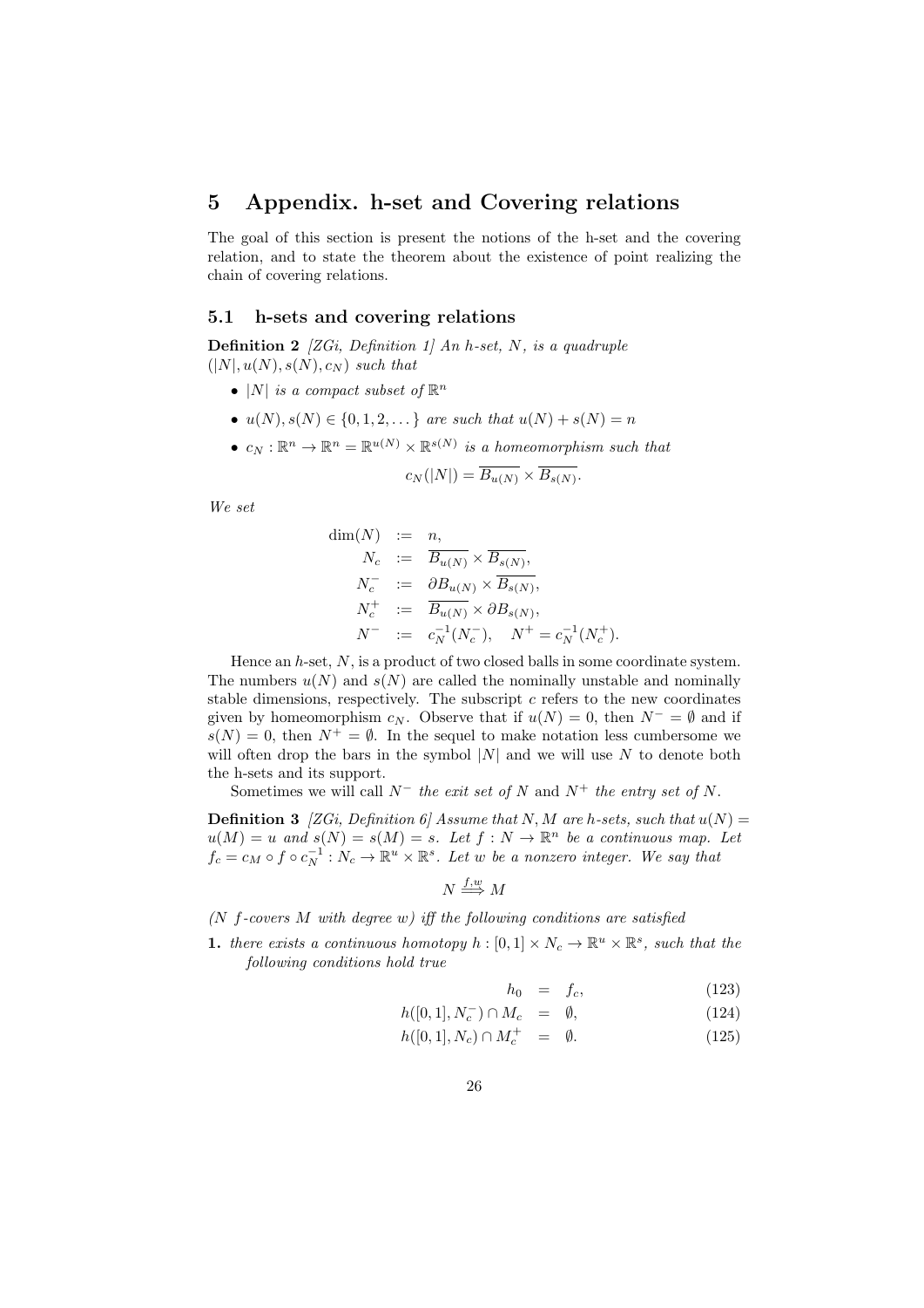## 5 Appendix. h-set and Covering relations

The goal of this section is present the notions of the h-set and the covering relation, and to state the theorem about the existence of point realizing the chain of covering relations.

### 5.1 h-sets and covering relations

**Definition 2** *[ZGi, Definition 1] An h-set, $N$, is a quadruple $(|N|, u(N), s(N), c_N)$ such that*

- *$|N|$ is a compact subset of $\mathbb{R}^n$*
- *$u(N), s(N) \in \{0, 1, 2, \dots\}$ are such that $u(N) + s(N) = n$*
- *$c_N : \mathbb{R}^n \to \mathbb{R}^n = \mathbb{R}^{u(N)} \times \mathbb{R}^{s(N)}$ is a homeomorphism such that*

$$c_N(|N|) = \overline{B_{u(N)}} \times \overline{B_{s(N)}}.$$

*We set*

$$\begin{aligned}
\dim(N) &:= n, \\
N_c &:= \overline{B_{u(N)}} \times \overline{B_{s(N)}}, \\
N_c^- &:= \partial B_{u(N)} \times \overline{B_{s(N)}}, \\
N_c^+ &:= \overline{B_{u(N)}} \times \partial B_{s(N)}, \\
N^- &:= c_N^{-1}(N_c^-), \quad N^+ = c_N^{-1}(N_c^+).
\end{aligned}$$

Hence an $h$-set, $N$, is a product of two closed balls in some coordinate system. The numbers $u(N)$ and $s(N)$ are called the nominally unstable and nominally stable dimensions, respectively. The subscript $c$ refers to the new coordinates given by homeomorphism $c_N$. Observe that if $u(N) = 0$, then $N^- = \emptyset$ and if $s(N) = 0$, then $N^+ = \emptyset$. In the sequel to make notation less cumbersome we will often drop the bars in the symbol $|N|$ and we will use $N$ to denote both the h-sets and its support.

Sometimes we will call $N^-$ *the exit set of* $N$ and $N^+$ *the entry set of* $N$.

**Definition 3** *[ZGi, Definition 6] Assume that $N, M$ are h-sets, such that $u(N) = u(M) = u$ and $s(N) = s(M) = s$. Let $f : N \to \mathbb{R}^n$ be a continuous map. Let $f_c = c_M \circ f \circ c_N^{-1} : N_c \to \mathbb{R}^u \times \mathbb{R}^s$. Let $w$ be a nonzero integer. We say that*

$$N \overset{f,w}{\Longrightarrow} M$$

*($N$ $f$-covers $M$ with degree $w$) iff the following conditions are satisfied*

**1.** *there exists a continuous homotopy $h : [0,1] \times N_c \to \mathbb{R}^u \times \mathbb{R}^s$, such that the following conditions hold true*

$$\begin{aligned}
h_0 &= f_c, &(123)\\
h([0,1], N_c^-) \cap M_c &= \emptyset, &(124)\\
h([0,1], N_c) \cap M_c^+ &= \emptyset. &(125)
\end{aligned}$$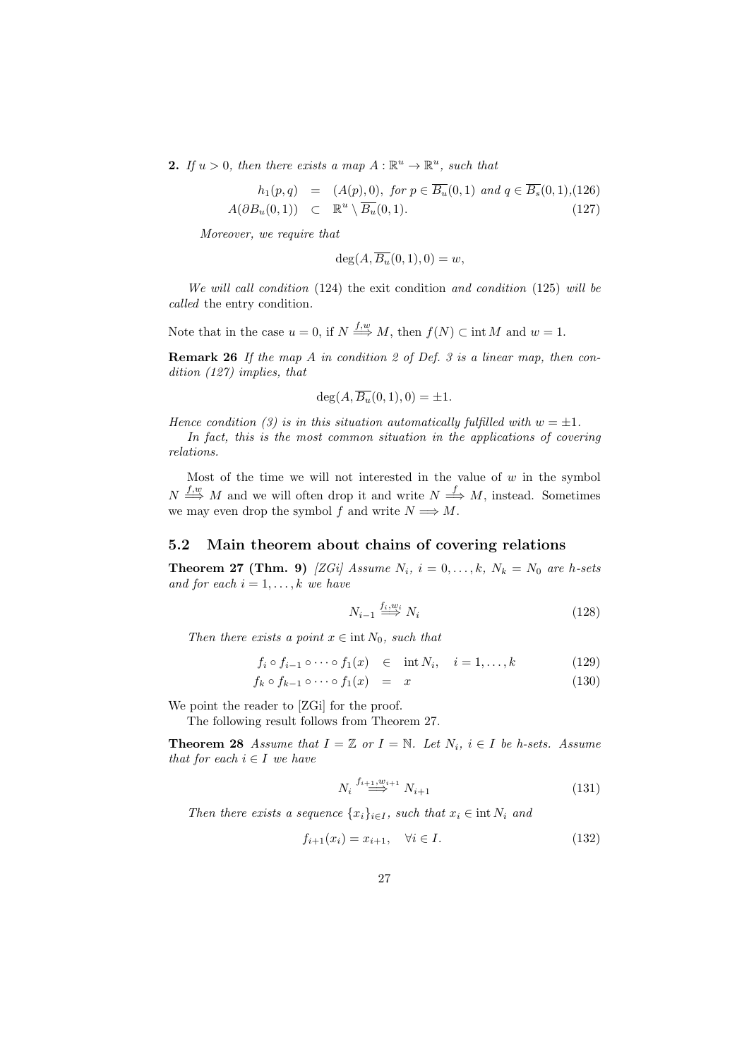**2.** *If $u > 0$, then there exists a map $A : \mathbb{R}^u \to \mathbb{R}^u$, such that*

$$
\begin{aligned}
h_1(p,q) &= (A(p),0), \text{ for } p \in \overline{B_u}(0,1) \text{ and } q \in \overline{B_s}(0,1), &(126)\\
A(\partial B_u(0,1)) &\subset \mathbb{R}^u \setminus \overline{B_u}(0,1). &(127)
\end{aligned}
$$

*Moreover, we require that*

$$
\deg(A, \overline{B_u}(0,1), 0) = w,
$$

*We will call condition* (124) the exit condition *and condition* (125) *will be called* the entry condition.

Note that in the case $u = 0$, if $N \overset{f,w}{\Longrightarrow} M$, then $f(N) \subset \operatorname{int} M$ and $w = 1$.

**Remark 26** *If the map $A$ in condition 2 of Def. 3 is a linear map, then condition (127) implies, that*

$$
\deg(A, \overline{B_u}(0,1), 0) = \pm 1.
$$

*Hence condition (3) is in this situation automatically fulfilled with $w = \pm 1$.*

*In fact, this is the most common situation in the applications of covering relations.*

Most of the time we will not interested in the value of $w$ in the symbol $N \overset{f,w}{\Longrightarrow} M$ and we will often drop it and write $N \overset{f}{\Longrightarrow} M$, instead. Sometimes we may even drop the symbol $f$ and write $N \Longrightarrow M$.

## 5.2 Main theorem about chains of covering relations

**Theorem 27 (Thm. 9)** *[ZGi] Assume $N_i$, $i = 0, \ldots, k$, $N_k = N_0$ are h-sets and for each $i = 1, \ldots, k$ we have*

$$
N_{i-1} \overset{f_i, w_i}{\Longrightarrow} N_i \tag{128}
$$

*Then there exists a point $x \in \operatorname{int} N_0$, such that*

$$
\begin{aligned}
f_i \circ f_{i-1} \circ \cdots \circ f_1(x) &\in \operatorname{int} N_i, \quad i = 1, \ldots, k &(129)\\
f_k \circ f_{k-1} \circ \cdots \circ f_1(x) &= x &(130)
\end{aligned}
$$

We point the reader to [ZGi] for the proof.

The following result follows from Theorem 27.

**Theorem 28** *Assume that $I = \mathbb{Z}$ or $I = \mathbb{N}$. Let $N_i$, $i \in I$ be h-sets. Assume that for each $i \in I$ we have*

$$
N_i \overset{f_{i+1}, w_{i+1}}{\Longrightarrow} N_{i+1} \tag{131}
$$

*Then there exists a sequence $\{x_i\}_{i \in I}$, such that $x_i \in \operatorname{int} N_i$ and*

$$
f_{i+1}(x_i) = x_{i+1}, \quad \forall i \in I. \tag{132}
$$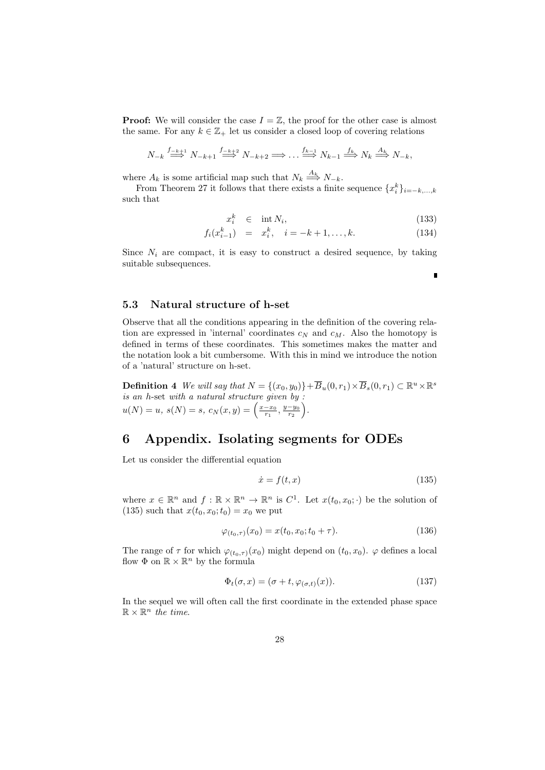**Proof:** We will consider the case $I = \mathbb{Z}$, the proof for the other case is almost the same. For any $k \in \mathbb{Z}_+$ let us consider a closed loop of covering relations

$$N_{-k} \overset{f_{-k+1}}{\Longrightarrow} N_{-k+1} \overset{f_{-k+2}}{\Longrightarrow} N_{-k+2} \Longrightarrow \dots \overset{f_{k-1}}{\Longrightarrow} N_{k-1} \overset{f_k}{\Longrightarrow} N_k \overset{A_k}{\Longrightarrow} N_{-k},$$

where $A_k$ is some artificial map such that $N_k \overset{A_k}{\Longrightarrow} N_{-k}$.

From Theorem 27 it follows that there exists a finite sequence $\{x_i^k\}_{i=-k,\dots,k}$ such that

$$x_i^k \in \operatorname{int} N_i, \tag{133}$$

$$f_i(x_{i-1}^k) = x_i^k, \quad i = -k+1, \dots, k. \tag{134}$$

Since $N_i$ are compact, it is easy to construct a desired sequence, by taking suitable subsequences.

∎

### 5.3 Natural structure of h-set

Observe that all the conditions appearing in the definition of the covering relation are expressed in 'internal' coordinates $c_N$ and $c_M$. Also the homotopy is defined in terms of these coordinates. This sometimes makes the matter and the notation look a bit cumbersome. With this in mind we introduce the notion of a 'natural' structure on h-set.

**Definition 4** *We will say that* $N = \{(x_0, y_0)\} + \overline{B}_u(0, r_1) \times \overline{B}_s(0, r_1) \subset \mathbb{R}^u \times \mathbb{R}^s$ *is an h-set with a natural structure given by :*
$u(N) = u$, $s(N) = s$, $c_N(x, y) = \left( \frac{x - x_0}{r_1}, \frac{y - y_0}{r_2} \right)$.

## 6 Appendix. Isolating segments for ODEs

Let us consider the differential equation

$$\dot{x} = f(t, x) \tag{135}$$

where $x \in \mathbb{R}^n$ and $f : \mathbb{R} \times \mathbb{R}^n \to \mathbb{R}^n$ is $C^1$. Let $x(t_0, x_0; \cdot)$ be the solution of (135) such that $x(t_0, x_0; t_0) = x_0$ we put

$$\varphi_{(t_0, \tau)}(x_0) = x(t_0, x_0; t_0 + \tau). \tag{136}$$

The range of $\tau$ for which $\varphi_{(t_0,\tau)}(x_0)$ might depend on $(t_0, x_0)$. $\varphi$ defines a local flow $\Phi$ on $\mathbb{R} \times \mathbb{R}^n$ by the formula

$$\Phi_t(\sigma, x) = (\sigma + t, \varphi_{(\sigma,t)}(x)). \tag{137}$$

In the sequel we will often call the first coordinate in the extended phase space $\mathbb{R} \times \mathbb{R}^n$ *the time*.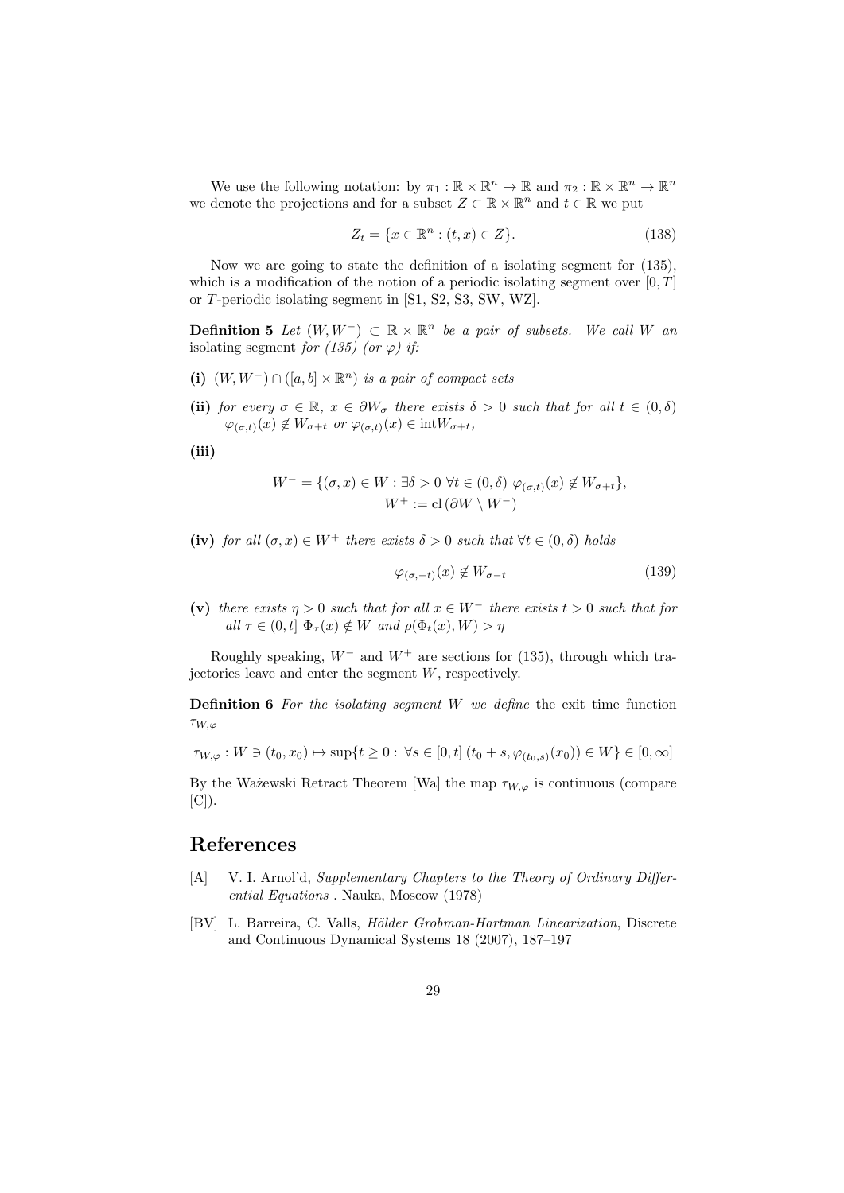We use the following notation: by $\pi_1 : \mathbb{R} \times \mathbb{R}^n \to \mathbb{R}$ and $\pi_2 : \mathbb{R} \times \mathbb{R}^n \to \mathbb{R}^n$ we denote the projections and for a subset $Z \subset \mathbb{R} \times \mathbb{R}^n$ and $t \in \mathbb{R}$ we put

$$Z_t = \{x \in \mathbb{R}^n : (t, x) \in Z\}. \tag{138}$$

Now we are going to state the definition of a isolating segment for (135), which is a modification of the notion of a periodic isolating segment over $[0, T]$ or $T$-periodic isolating segment in [S1, S2, S3, SW, WZ].

**Definition 5** *Let $(W, W^-) \subset \mathbb{R} \times \mathbb{R}^n$ be a pair of subsets. We call $W$ an* isolating segment *for (135) (or $\varphi$) if:*

**(i)** *$(W, W^-) \cap ([a, b] \times \mathbb{R}^n)$ is a pair of compact sets*

**(ii)** *for every $\sigma \in \mathbb{R}$, $x \in \partial W_\sigma$ there exists $\delta > 0$ such that for all $t \in (0, \delta)$ $\varphi_{(\sigma,t)}(x) \notin W_{\sigma+t}$ or $\varphi_{(\sigma,t)}(x) \in \mathrm{int} W_{\sigma+t}$,*

**(iii)**

$$W^- = \{(\sigma, x) \in W : \exists \delta > 0 \; \forall t \in (0, \delta) \; \varphi_{(\sigma,t)}(x) \notin W_{\sigma+t}\},$$
$$W^+ := \mathrm{cl}\,(\partial W \setminus W^-)$$

**(iv)** *for all $(\sigma, x) \in W^+$ there exists $\delta > 0$ such that $\forall t \in (0, \delta)$ holds*

$$\varphi_{(\sigma,-t)}(x) \notin W_{\sigma-t} \tag{139}$$

**(v)** *there exists $\eta > 0$ such that for all $x \in W^-$ there exists $t > 0$ such that for all $\tau \in (0, t]$ $\Phi_\tau(x) \notin W$ and $\rho(\Phi_t(x), W) > \eta$*

Roughly speaking, $W^-$ and $W^+$ are sections for (135), through which trajectories leave and enter the segment $W$, respectively.

**Definition 6** *For the isolating segment $W$ we define* the exit time function *$\tau_{W,\varphi}$*

$$\tau_{W,\varphi} : W \ni (t_0, x_0) \mapsto \sup\{t \geq 0 : \forall s \in [0, t] \; (t_0 + s, \varphi_{(t_0,s)}(x_0)) \in W\} \in [0, \infty]$$

By the Ważewski Retract Theorem [Wa] the map $\tau_{W,\varphi}$ is continuous (compare [C]).

# References

[A] V. I. Arnol'd, *Supplementary Chapters to the Theory of Ordinary Differential Equations* . Nauka, Moscow (1978)

[BV] L. Barreira, C. Valls, *Hölder Grobman-Hartman Linearization*, Discrete and Continuous Dynamical Systems 18 (2007), 187–197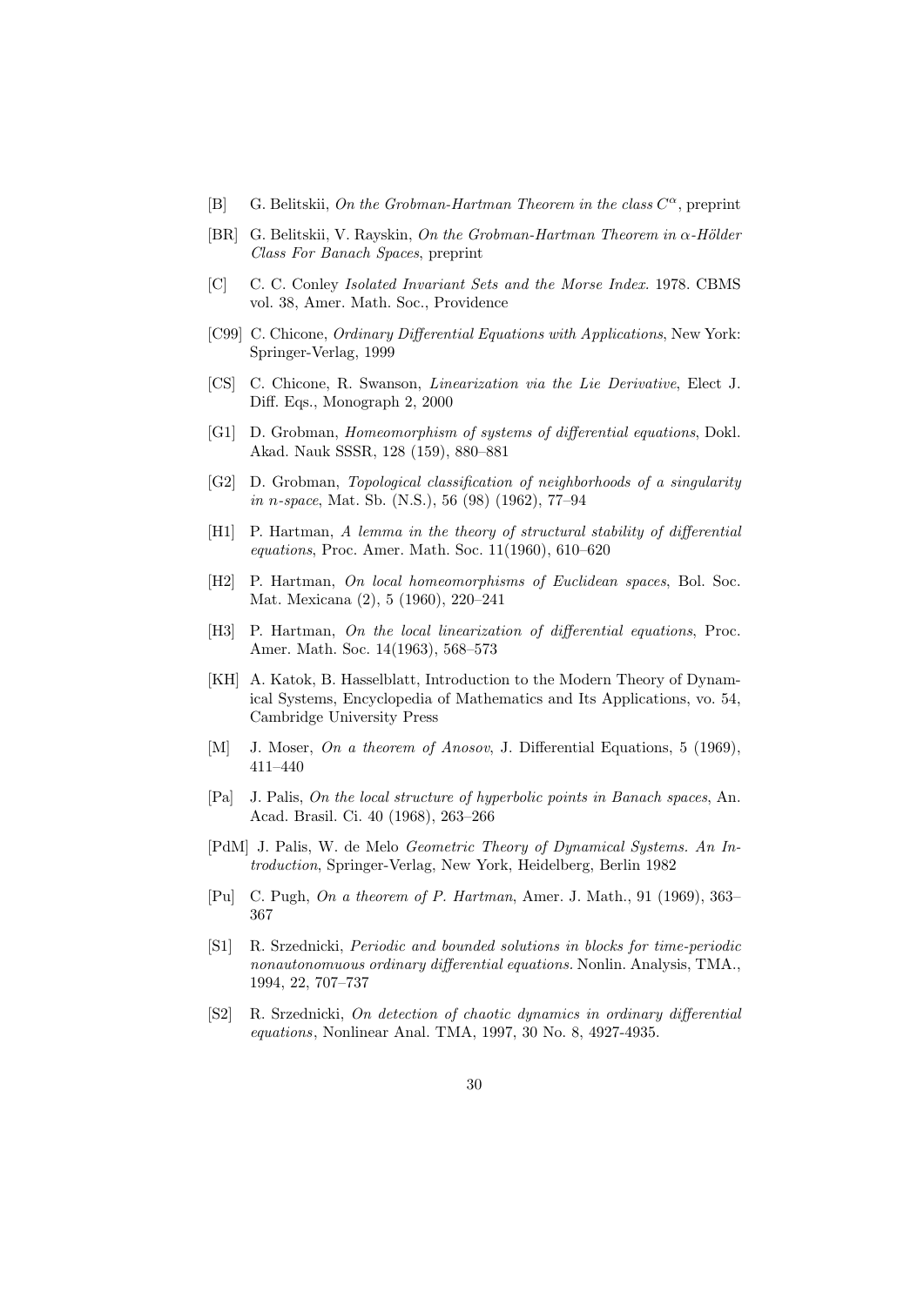- [B] G. Belitskii, *On the Grobman-Hartman Theorem in the class $C^\alpha$*, preprint
- [BR] G. Belitskii, V. Rayskin, *On the Grobman-Hartman Theorem in $\alpha$-Hölder Class For Banach Spaces*, preprint
- [C] C. C. Conley *Isolated Invariant Sets and the Morse Index.* 1978. CBMS vol. 38, Amer. Math. Soc., Providence
- [C99] C. Chicone, *Ordinary Differential Equations with Applications*, New York: Springer-Verlag, 1999
- [CS] C. Chicone, R. Swanson, *Linearization via the Lie Derivative*, Elect J. Diff. Eqs., Monograph 2, 2000
- [G1] D. Grobman, *Homeomorphism of systems of differential equations*, Dokl. Akad. Nauk SSSR, 128 (159), 880–881
- [G2] D. Grobman, *Topological classification of neighborhoods of a singularity in n-space*, Mat. Sb. (N.S.), 56 (98) (1962), 77–94
- [H1] P. Hartman, *A lemma in the theory of structural stability of differential equations*, Proc. Amer. Math. Soc. 11(1960), 610–620
- [H2] P. Hartman, *On local homeomorphisms of Euclidean spaces*, Bol. Soc. Mat. Mexicana (2), 5 (1960), 220–241
- [H3] P. Hartman, *On the local linearization of differential equations*, Proc. Amer. Math. Soc. 14(1963), 568–573
- [KH] A. Katok, B. Hasselblatt, Introduction to the Modern Theory of Dynamical Systems, Encyclopedia of Mathematics and Its Applications, vo. 54, Cambridge University Press
- [M] J. Moser, *On a theorem of Anosov*, J. Differential Equations, 5 (1969), 411–440
- [Pa] J. Palis, *On the local structure of hyperbolic points in Banach spaces*, An. Acad. Brasil. Ci. 40 (1968), 263–266
- [PdM] J. Palis, W. de Melo *Geometric Theory of Dynamical Systems. An Introduction*, Springer-Verlag, New York, Heidelberg, Berlin 1982
- [Pu] C. Pugh, *On a theorem of P. Hartman*, Amer. J. Math., 91 (1969), 363–367
- [S1] R. Srzednicki, *Periodic and bounded solutions in blocks for time-periodic nonautonomuous ordinary differential equations.* Nonlin. Analysis, TMA., 1994, 22, 707–737
- [S2] R. Srzednicki, *On detection of chaotic dynamics in ordinary differential equations*, Nonlinear Anal. TMA, 1997, 30 No. 8, 4927-4935.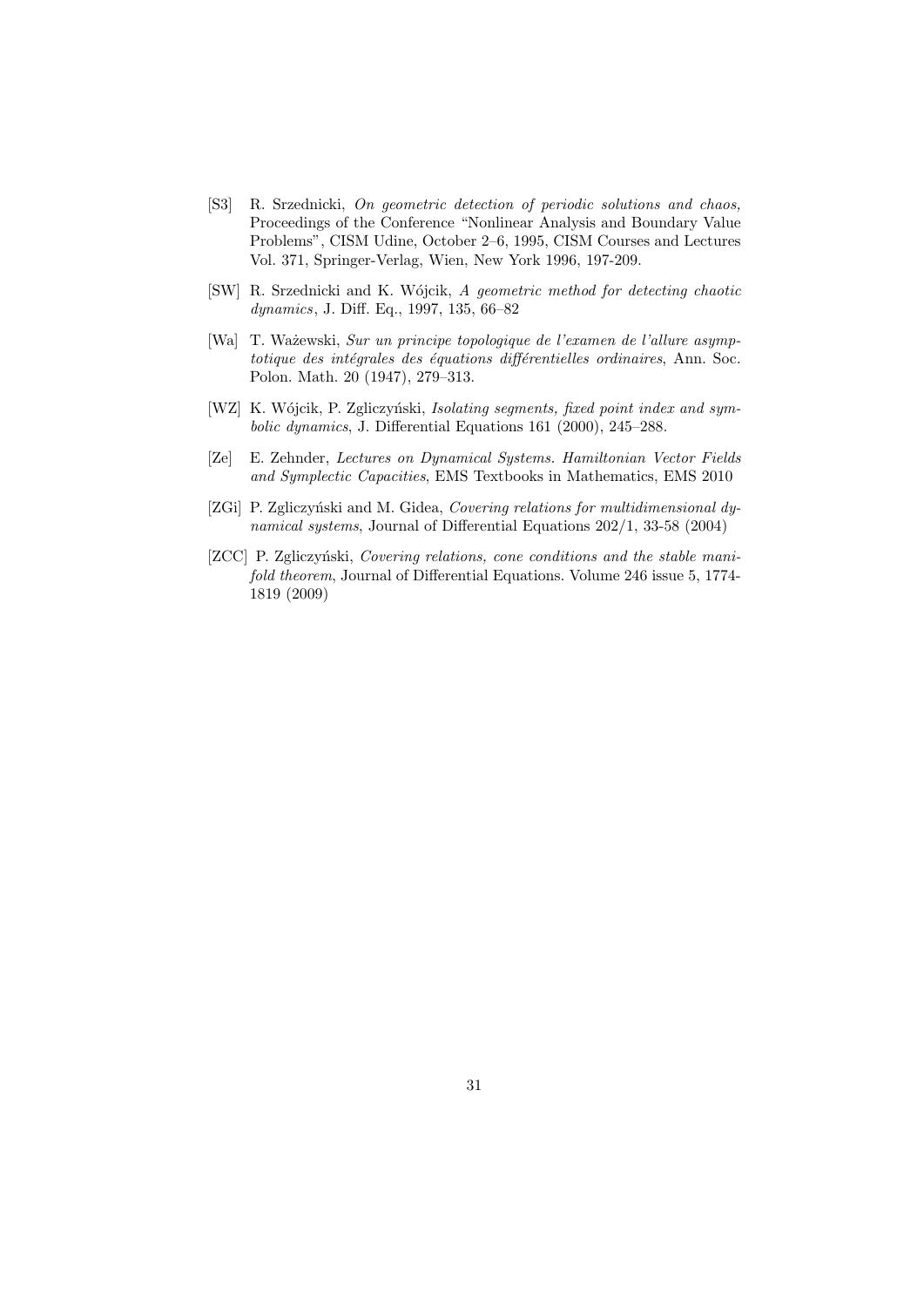[S3] R. Srzednicki, *On geometric detection of periodic solutions and chaos,* Proceedings of the Conference "Nonlinear Analysis and Boundary Value Problems", CISM Udine, October 2–6, 1995, CISM Courses and Lectures Vol. 371, Springer-Verlag, Wien, New York 1996, 197-209.

[SW] R. Srzednicki and K. Wójcik, *A geometric method for detecting chaotic dynamics*, J. Diff. Eq., 1997, 135, 66–82

[Wa] T. Ważewski, *Sur un principe topologique de l'examen de l'allure asymptotique des intégrales des équations différentielles ordinaires*, Ann. Soc. Polon. Math. 20 (1947), 279–313.

[WZ] K. Wójcik, P. Zgliczyński, *Isolating segments, fixed point index and symbolic dynamics*, J. Differential Equations 161 (2000), 245–288.

[Ze] E. Zehnder, *Lectures on Dynamical Systems. Hamiltonian Vector Fields and Symplectic Capacities*, EMS Textbooks in Mathematics, EMS 2010

[ZGi] P. Zgliczyński and M. Gidea, *Covering relations for multidimensional dynamical systems*, Journal of Differential Equations 202/1, 33-58 (2004)

[ZCC] P. Zgliczyński, *Covering relations, cone conditions and the stable manifold theorem*, Journal of Differential Equations. Volume 246 issue 5, 1774-1819 (2009)